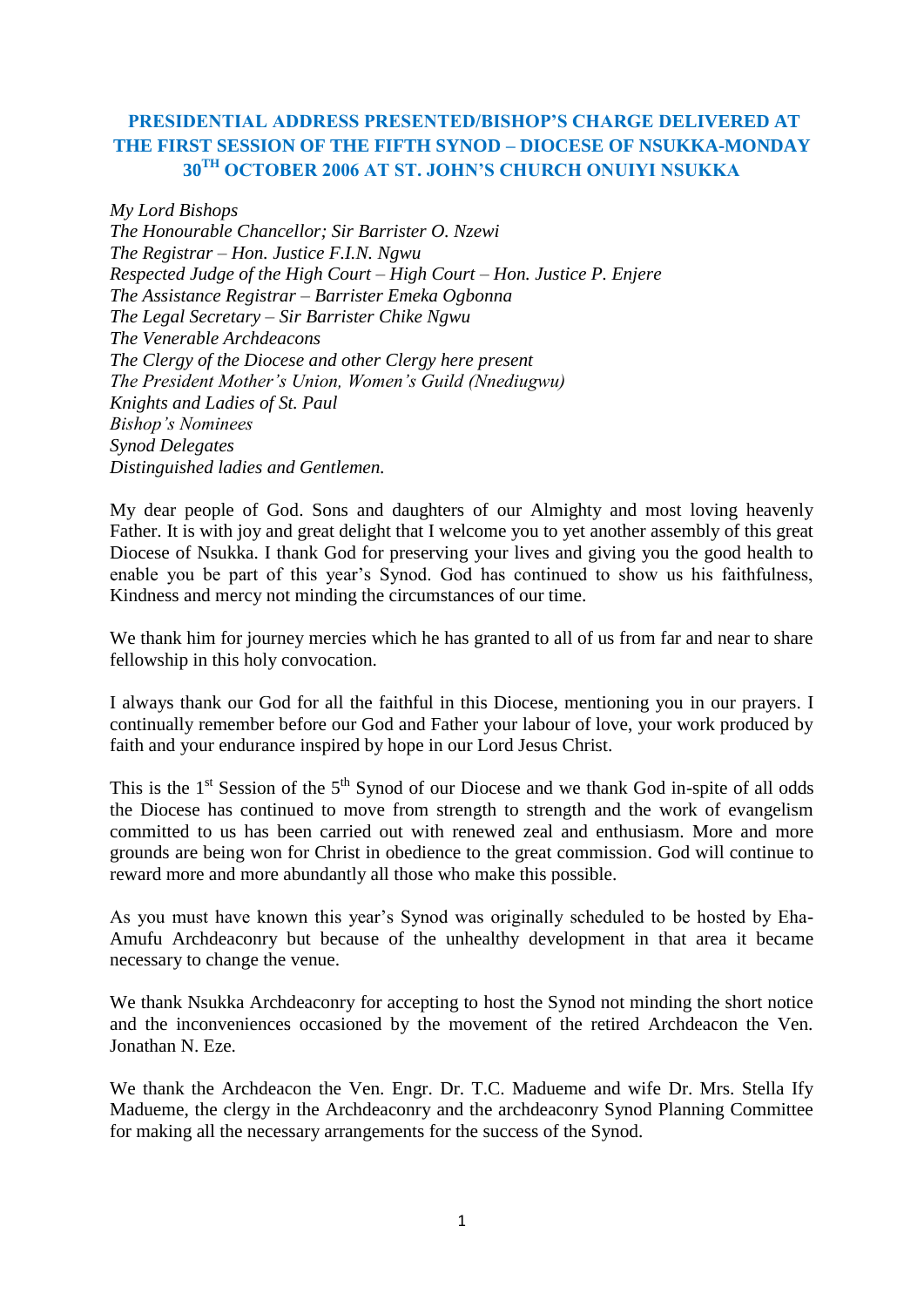# PRESIDENTIAL ADDRESS PRESENTED/BISHOP'S CHARGE DELIVERED AT THE FIRST SESSION OF THE FIFTH SYNOD – DIOCESE OF NSUKKA-MONDAY 30TH OCTOBER 2006 AT ST. JOHN'S CHURCH ONUIYI NSUKKA

*My Lord Bishops*
*The Honourable Chancellor; Sir Barrister O. Nzewi*
*The Registrar – Hon. Justice F.I.N. Ngwu*
*Respected Judge of the High Court – High Court – Hon. Justice P. Enjere*
*The Assistance Registrar – Barrister Emeka Ogbonna*
*The Legal Secretary – Sir Barrister Chike Ngwu*
*The Venerable Archdeacons*
*The Clergy of the Diocese and other Clergy here present*
*The President Mother's Union, Women's Guild (Nnediugwu)*
*Knights and Ladies of St. Paul*
*Bishop's Nominees*
*Synod Delegates*
*Distinguished ladies and Gentlemen.*

My dear people of God. Sons and daughters of our Almighty and most loving heavenly Father. It is with joy and great delight that I welcome you to yet another assembly of this great Diocese of Nsukka. I thank God for preserving your lives and giving you the good health to enable you be part of this year's Synod. God has continued to show us his faithfulness, Kindness and mercy not minding the circumstances of our time.

We thank him for journey mercies which he has granted to all of us from far and near to share fellowship in this holy convocation.

I always thank our God for all the faithful in this Diocese, mentioning you in our prayers. I continually remember before our God and Father your labour of love, your work produced by faith and your endurance inspired by hope in our Lord Jesus Christ.

This is the 1st Session of the 5th Synod of our Diocese and we thank God in-spite of all odds the Diocese has continued to move from strength to strength and the work of evangelism committed to us has been carried out with renewed zeal and enthusiasm. More and more grounds are being won for Christ in obedience to the great commission. God will continue to reward more and more abundantly all those who make this possible.

As you must have known this year's Synod was originally scheduled to be hosted by Eha-Amufu Archdeaconry but because of the unhealthy development in that area it became necessary to change the venue.

We thank Nsukka Archdeaconry for accepting to host the Synod not minding the short notice and the inconveniences occasioned by the movement of the retired Archdeacon the Ven. Jonathan N. Eze.

We thank the Archdeacon the Ven. Engr. Dr. T.C. Madueme and wife Dr. Mrs. Stella Ify Madueme, the clergy in the Archdeaconry and the archdeaconry Synod Planning Committee for making all the necessary arrangements for the success of the Synod.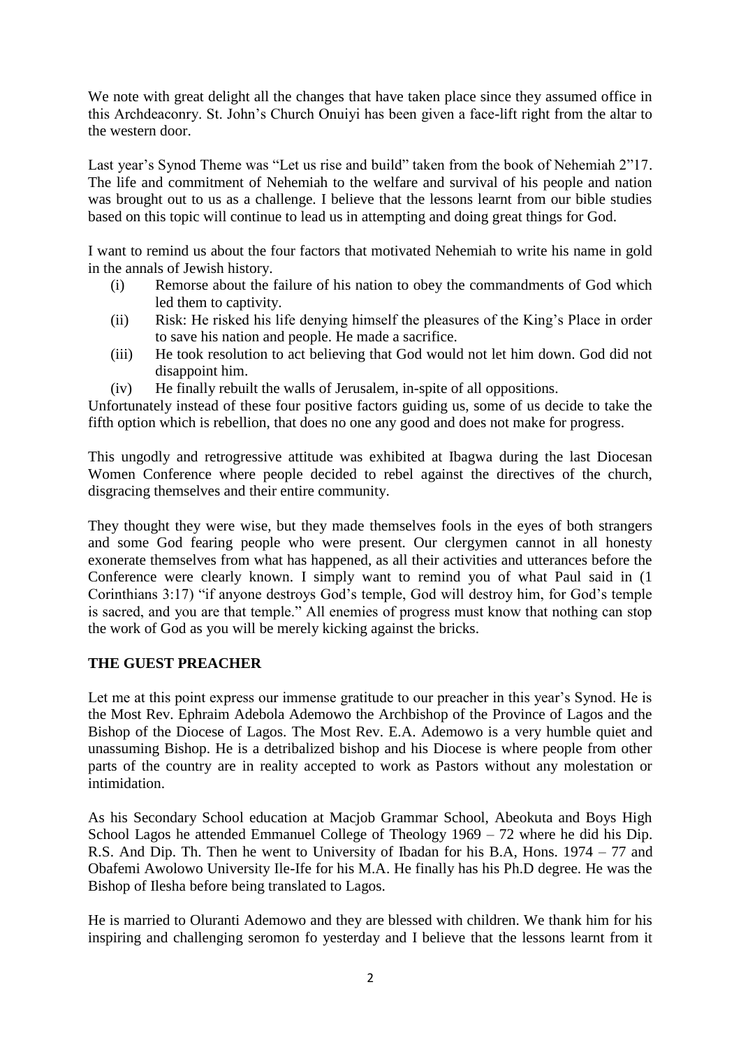We note with great delight all the changes that have taken place since they assumed office in this Archdeaconry. St. John's Church Onuiyi has been given a face-lift right from the altar to the western door.

Last year's Synod Theme was "Let us rise and build" taken from the book of Nehemiah 2"17. The life and commitment of Nehemiah to the welfare and survival of his people and nation was brought out to us as a challenge. I believe that the lessons learnt from our bible studies based on this topic will continue to lead us in attempting and doing great things for God.

I want to remind us about the four factors that motivated Nehemiah to write his name in gold in the annals of Jewish history.

(i) Remorse about the failure of his nation to obey the commandments of God which led them to captivity.

(ii) Risk: He risked his life denying himself the pleasures of the King's Place in order to save his nation and people. He made a sacrifice.

(iii) He took resolution to act believing that God would not let him down. God did not disappoint him.

(iv) He finally rebuilt the walls of Jerusalem, in-spite of all oppositions.

Unfortunately instead of these four positive factors guiding us, some of us decide to take the fifth option which is rebellion, that does no one any good and does not make for progress.

This ungodly and retrogressive attitude was exhibited at Ibagwa during the last Diocesan Women Conference where people decided to rebel against the directives of the church, disgracing themselves and their entire community.

They thought they were wise, but they made themselves fools in the eyes of both strangers and some God fearing people who were present. Our clergymen cannot in all honesty exonerate themselves from what has happened, as all their activities and utterances before the Conference were clearly known. I simply want to remind you of what Paul said in (1 Corinthians 3:17) "if anyone destroys God's temple, God will destroy him, for God's temple is sacred, and you are that temple." All enemies of progress must know that nothing can stop the work of God as you will be merely kicking against the bricks.

**THE GUEST PREACHER**

Let me at this point express our immense gratitude to our preacher in this year's Synod. He is the Most Rev. Ephraim Adebola Ademowo the Archbishop of the Province of Lagos and the Bishop of the Diocese of Lagos. The Most Rev. E.A. Ademowo is a very humble quiet and unassuming Bishop. He is a detribalized bishop and his Diocese is where people from other parts of the country are in reality accepted to work as Pastors without any molestation or intimidation.

As his Secondary School education at Macjob Grammar School, Abeokuta and Boys High School Lagos he attended Emmanuel College of Theology 1969 – 72 where he did his Dip. R.S. And Dip. Th. Then he went to University of Ibadan for his B.A, Hons. 1974 – 77 and Obafemi Awolowo University Ile-Ife for his M.A. He finally has his Ph.D degree. He was the Bishop of Ilesha before being translated to Lagos.

He is married to Oluranti Ademowo and they are blessed with children. We thank him for his inspiring and challenging seromon fo yesterday and I believe that the lessons learnt from it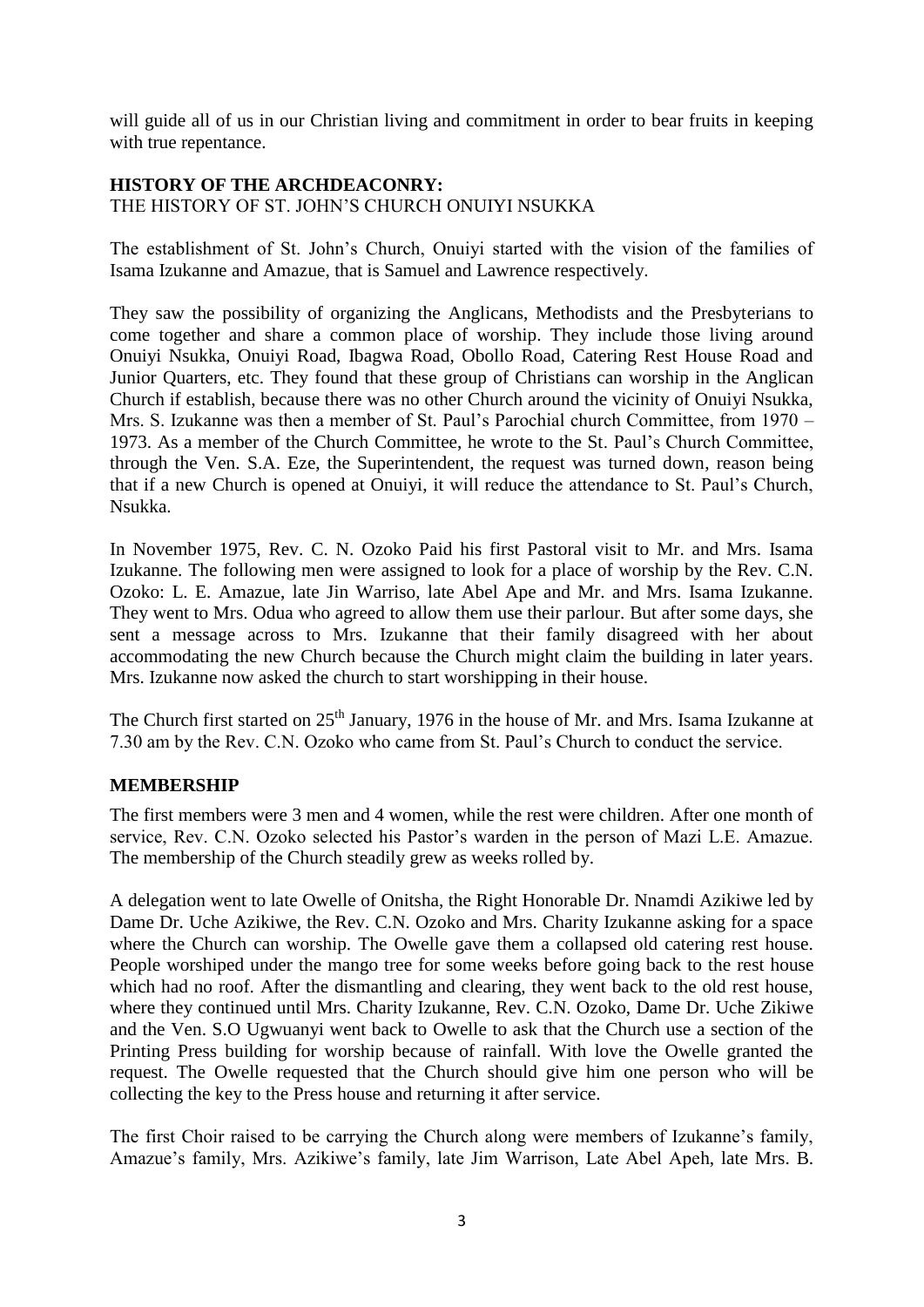will guide all of us in our Christian living and commitment in order to bear fruits in keeping with true repentance.

**HISTORY OF THE ARCHDEACONRY:**
THE HISTORY OF ST. JOHN'S CHURCH ONUIYI NSUKKA

The establishment of St. John's Church, Onuiyi started with the vision of the families of Isama Izukanne and Amazue, that is Samuel and Lawrence respectively.

They saw the possibility of organizing the Anglicans, Methodists and the Presbyterians to come together and share a common place of worship. They include those living around Onuiyi Nsukka, Onuiyi Road, Ibagwa Road, Obollo Road, Catering Rest House Road and Junior Quarters, etc. They found that these group of Christians can worship in the Anglican Church if establish, because there was no other Church around the vicinity of Onuiyi Nsukka, Mrs. S. Izukanne was then a member of St. Paul's Parochial church Committee, from 1970 – 1973. As a member of the Church Committee, he wrote to the St. Paul's Church Committee, through the Ven. S.A. Eze, the Superintendent, the request was turned down, reason being that if a new Church is opened at Onuiyi, it will reduce the attendance to St. Paul's Church, Nsukka.

In November 1975, Rev. C. N. Ozoko Paid his first Pastoral visit to Mr. and Mrs. Isama Izukanne. The following men were assigned to look for a place of worship by the Rev. C.N. Ozoko: L. E. Amazue, late Jin Warriso, late Abel Ape and Mr. and Mrs. Isama Izukanne. They went to Mrs. Odua who agreed to allow them use their parlour. But after some days, she sent a message across to Mrs. Izukanne that their family disagreed with her about accommodating the new Church because the Church might claim the building in later years. Mrs. Izukanne now asked the church to start worshipping in their house.

The Church first started on 25th January, 1976 in the house of Mr. and Mrs. Isama Izukanne at 7.30 am by the Rev. C.N. Ozoko who came from St. Paul's Church to conduct the service.

**MEMBERSHIP**

The first members were 3 men and 4 women, while the rest were children. After one month of service, Rev. C.N. Ozoko selected his Pastor's warden in the person of Mazi L.E. Amazue. The membership of the Church steadily grew as weeks rolled by.

A delegation went to late Owelle of Onitsha, the Right Honorable Dr. Nnamdi Azikiwe led by Dame Dr. Uche Azikiwe, the Rev. C.N. Ozoko and Mrs. Charity Izukanne asking for a space where the Church can worship. The Owelle gave them a collapsed old catering rest house. People worshiped under the mango tree for some weeks before going back to the rest house which had no roof. After the dismantling and clearing, they went back to the old rest house, where they continued until Mrs. Charity Izukanne, Rev. C.N. Ozoko, Dame Dr. Uche Zikiwe and the Ven. S.O Ugwuanyi went back to Owelle to ask that the Church use a section of the Printing Press building for worship because of rainfall. With love the Owelle granted the request. The Owelle requested that the Church should give him one person who will be collecting the key to the Press house and returning it after service.

The first Choir raised to be carrying the Church along were members of Izukanne's family, Amazue's family, Mrs. Azikiwe's family, late Jim Warrison, Late Abel Apeh, late Mrs. B.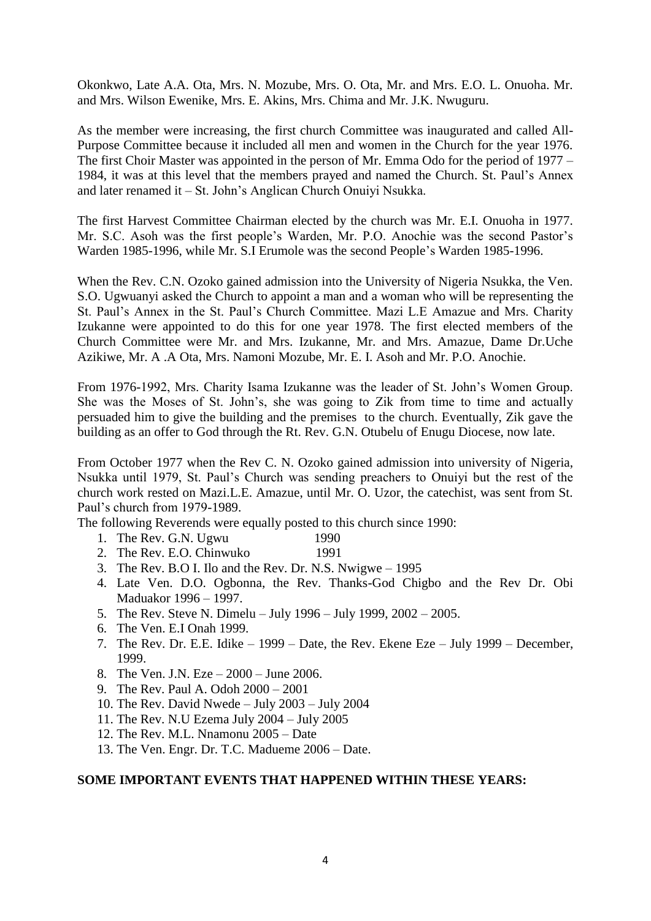Okonkwo, Late A.A. Ota, Mrs. N. Mozube, Mrs. O. Ota, Mr. and Mrs. E.O. L. Onuoha. Mr. and Mrs. Wilson Ewenike, Mrs. E. Akins, Mrs. Chima and Mr. J.K. Nwuguru.

As the member were increasing, the first church Committee was inaugurated and called All-Purpose Committee because it included all men and women in the Church for the year 1976. The first Choir Master was appointed in the person of Mr. Emma Odo for the period of 1977 – 1984, it was at this level that the members prayed and named the Church. St. Paul's Annex and later renamed it – St. John's Anglican Church Onuiyi Nsukka.

The first Harvest Committee Chairman elected by the church was Mr. E.I. Onuoha in 1977. Mr. S.C. Asoh was the first people's Warden, Mr. P.O. Anochie was the second Pastor's Warden 1985-1996, while Mr. S.I Erumole was the second People's Warden 1985-1996.

When the Rev. C.N. Ozoko gained admission into the University of Nigeria Nsukka, the Ven. S.O. Ugwuanyi asked the Church to appoint a man and a woman who will be representing the St. Paul's Annex in the St. Paul's Church Committee. Mazi L.E Amazue and Mrs. Charity Izukanne were appointed to do this for one year 1978. The first elected members of the Church Committee were Mr. and Mrs. Izukanne, Mr. and Mrs. Amazue, Dame Dr.Uche Azikiwe, Mr. A .A Ota, Mrs. Namoni Mozube, Mr. E. I. Asoh and Mr. P.O. Anochie.

From 1976-1992, Mrs. Charity Isama Izukanne was the leader of St. John's Women Group. She was the Moses of St. John's, she was going to Zik from time to time and actually persuaded him to give the building and the premises to the church. Eventually, Zik gave the building as an offer to God through the Rt. Rev. G.N. Otubelu of Enugu Diocese, now late.

From October 1977 when the Rev C. N. Ozoko gained admission into university of Nigeria, Nsukka until 1979, St. Paul's Church was sending preachers to Onuiyi but the rest of the church work rested on Mazi.L.E. Amazue, until Mr. O. Uzor, the catechist, was sent from St. Paul's church from 1979-1989.

The following Reverends were equally posted to this church since 1990:

1. The Rev. G.N. Ugwu 1990
2. The Rev. E.O. Chinwuko 1991
3. The Rev. B.O I. Ilo and the Rev. Dr. N.S. Nwigwe – 1995
4. Late Ven. D.O. Ogbonna, the Rev. Thanks-God Chigbo and the Rev Dr. Obi Maduakor 1996 – 1997.
5. The Rev. Steve N. Dimelu – July 1996 – July 1999, 2002 – 2005.
6. The Ven. E.I Onah 1999.
7. The Rev. Dr. E.E. Idike – 1999 – Date, the Rev. Ekene Eze – July 1999 – December, 1999.
8. The Ven. J.N. Eze – 2000 – June 2006.
9. The Rev. Paul A. Odoh 2000 – 2001
10. The Rev. David Nwede – July 2003 – July 2004
11. The Rev. N.U Ezema July 2004 – July 2005
12. The Rev. M.L. Nnamonu 2005 – Date
13. The Ven. Engr. Dr. T.C. Madueme 2006 – Date.

**SOME IMPORTANT EVENTS THAT HAPPENED WITHIN THESE YEARS:**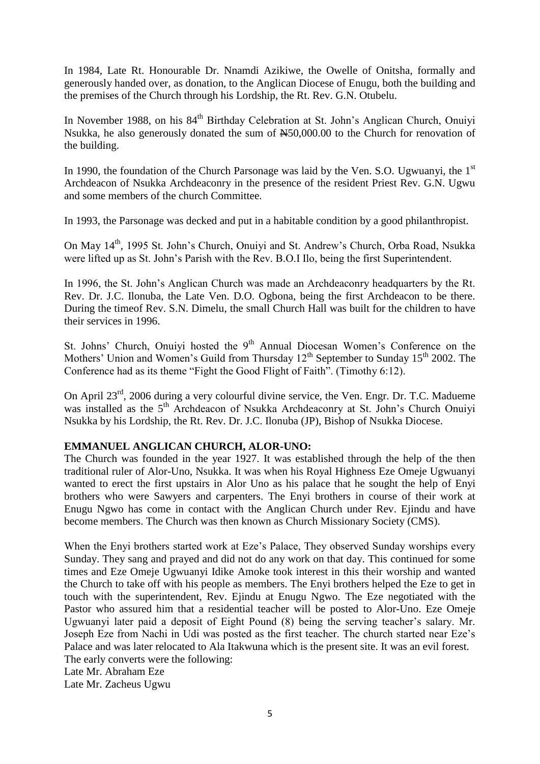In 1984, Late Rt. Honourable Dr. Nnamdi Azikiwe, the Owelle of Onitsha, formally and generously handed over, as donation, to the Anglican Diocese of Enugu, both the building and the premises of the Church through his Lordship, the Rt. Rev. G.N. Otubelu.

In November 1988, on his 84th Birthday Celebration at St. John's Anglican Church, Onuiyi Nsukka, he also generously donated the sum of ₦50,000.00 to the Church for renovation of the building.

In 1990, the foundation of the Church Parsonage was laid by the Ven. S.O. Ugwuanyi, the 1st Archdeacon of Nsukka Archdeaconry in the presence of the resident Priest Rev. G.N. Ugwu and some members of the church Committee.

In 1993, the Parsonage was decked and put in a habitable condition by a good philanthropist.

On May 14th, 1995 St. John's Church, Onuiyi and St. Andrew's Church, Orba Road, Nsukka were lifted up as St. John's Parish with the Rev. B.O.I Ilo, being the first Superintendent.

In 1996, the St. John's Anglican Church was made an Archdeaconry headquarters by the Rt. Rev. Dr. J.C. Ilonuba, the Late Ven. D.O. Ogbona, being the first Archdeacon to be there. During the timeof Rev. S.N. Dimelu, the small Church Hall was built for the children to have their services in 1996.

St. Johns' Church, Onuiyi hosted the 9th Annual Diocesan Women's Conference on the Mothers' Union and Women's Guild from Thursday 12th September to Sunday 15th 2002. The Conference had as its theme "Fight the Good Flight of Faith". (Timothy 6:12).

On April 23rd, 2006 during a very colourful divine service, the Ven. Engr. Dr. T.C. Madueme was installed as the 5th Archdeacon of Nsukka Archdeaconry at St. John's Church Onuiyi Nsukka by his Lordship, the Rt. Rev. Dr. J.C. Ilonuba (JP), Bishop of Nsukka Diocese.

**EMMANUEL ANGLICAN CHURCH, ALOR-UNO:**

The Church was founded in the year 1927. It was established through the help of the then traditional ruler of Alor-Uno, Nsukka. It was when his Royal Highness Eze Omeje Ugwuanyi wanted to erect the first upstairs in Alor Uno as his palace that he sought the help of Enyi brothers who were Sawyers and carpenters. The Enyi brothers in course of their work at Enugu Ngwo has come in contact with the Anglican Church under Rev. Ejindu and have become members. The Church was then known as Church Missionary Society (CMS).

When the Enyi brothers started work at Eze's Palace, They observed Sunday worships every Sunday. They sang and prayed and did not do any work on that day. This continued for some times and Eze Omeje Ugwuanyi Idike Amoke took interest in this their worship and wanted the Church to take off with his people as members. The Enyi brothers helped the Eze to get in touch with the superintendent, Rev. Ejindu at Enugu Ngwo. The Eze negotiated with the Pastor who assured him that a residential teacher will be posted to Alor-Uno. Eze Omeje Ugwuanyi later paid a deposit of Eight Pound (8) being the serving teacher's salary. Mr. Joseph Eze from Nachi in Udi was posted as the first teacher. The church started near Eze's Palace and was later relocated to Ala Itakwuna which is the present site. It was an evil forest.
The early converts were the following:
Late Mr. Abraham Eze
Late Mr. Zacheus Ugwu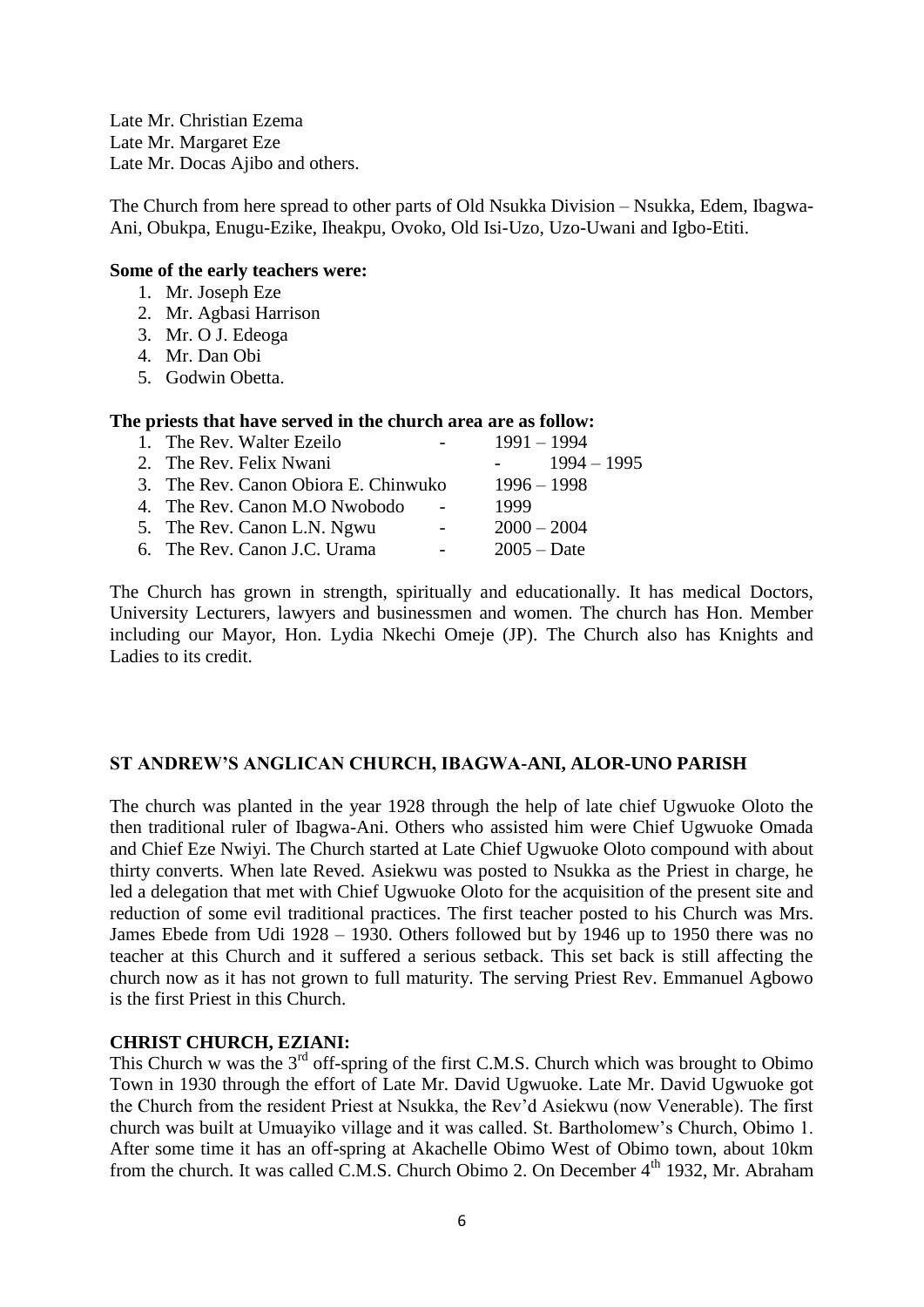Late Mr. Christian Ezema
Late Mr. Margaret Eze
Late Mr. Docas Ajibo and others.

The Church from here spread to other parts of Old Nsukka Division – Nsukka, Edem, Ibagwa-Ani, Obukpa, Enugu-Ezike, Iheakpu, Ovoko, Old Isi-Uzo, Uzo-Uwani and Igbo-Etiti.

**Some of the early teachers were:**

1. Mr. Joseph Eze
2. Mr. Agbasi Harrison
3. Mr. O J. Edeoga
4. Mr. Dan Obi
5. Godwin Obetta.

**The priests that have served in the church area are as follow:**

1. The Rev. Walter Ezeilo - 1991 – 1994
2. The Rev. Felix Nwani - 1994 – 1995
3. The Rev. Canon Obiora E. Chinwuko 1996 – 1998
4. The Rev. Canon M.O Nwobodo - 1999
5. The Rev. Canon L.N. Ngwu - 2000 – 2004
6. The Rev. Canon J.C. Urama - 2005 – Date

The Church has grown in strength, spiritually and educationally. It has medical Doctors, University Lecturers, lawyers and businessmen and women. The church has Hon. Member including our Mayor, Hon. Lydia Nkechi Omeje (JP). The Church also has Knights and Ladies to its credit.

## ST ANDREW'S ANGLICAN CHURCH, IBAGWA-ANI, ALOR-UNO PARISH

The church was planted in the year 1928 through the help of late chief Ugwuoke Oloto the then traditional ruler of Ibagwa-Ani. Others who assisted him were Chief Ugwuoke Omada and Chief Eze Nwiyi. The Church started at Late Chief Ugwuoke Oloto compound with about thirty converts. When late Reved. Asiekwu was posted to Nsukka as the Priest in charge, he led a delegation that met with Chief Ugwuoke Oloto for the acquisition of the present site and reduction of some evil traditional practices. The first teacher posted to his Church was Mrs. James Ebede from Udi 1928 – 1930. Others followed but by 1946 up to 1950 there was no teacher at this Church and it suffered a serious setback. This set back is still affecting the church now as it has not grown to full maturity. The serving Priest Rev. Emmanuel Agbowo is the first Priest in this Church.

## CHRIST CHURCH, EZIANI:

This Church w was the 3rd off-spring of the first C.M.S. Church which was brought to Obimo Town in 1930 through the effort of Late Mr. David Ugwuoke. Late Mr. David Ugwuoke got the Church from the resident Priest at Nsukka, the Rev'd Asiekwu (now Venerable). The first church was built at Umuayiko village and it was called. St. Bartholomew's Church, Obimo 1. After some time it has an off-spring at Akachelle Obimo West of Obimo town, about 10km from the church. It was called C.M.S. Church Obimo 2. On December 4th 1932, Mr. Abraham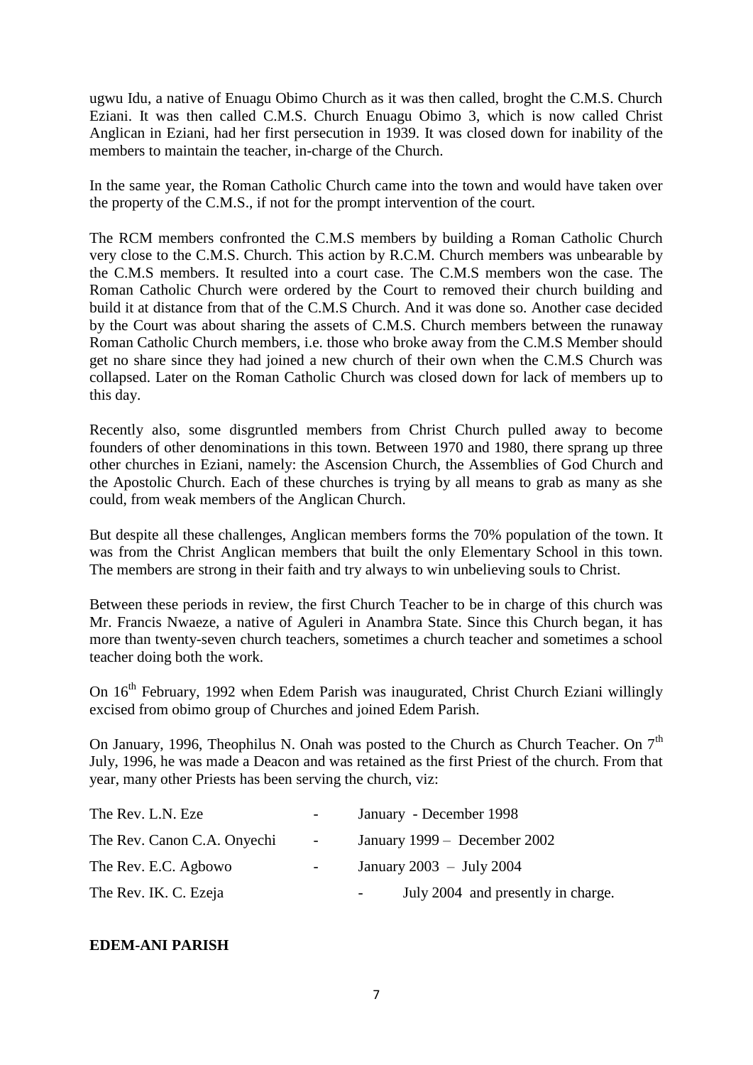ugwu Idu, a native of Enuagu Obimo Church as it was then called, broght the C.M.S. Church Eziani. It was then called C.M.S. Church Enuagu Obimo 3, which is now called Christ Anglican in Eziani, had her first persecution in 1939. It was closed down for inability of the members to maintain the teacher, in-charge of the Church.

In the same year, the Roman Catholic Church came into the town and would have taken over the property of the C.M.S., if not for the prompt intervention of the court.

The RCM members confronted the C.M.S members by building a Roman Catholic Church very close to the C.M.S. Church. This action by R.C.M. Church members was unbearable by the C.M.S members. It resulted into a court case. The C.M.S members won the case. The Roman Catholic Church were ordered by the Court to removed their church building and build it at distance from that of the C.M.S Church. And it was done so. Another case decided by the Court was about sharing the assets of C.M.S. Church members between the runaway Roman Catholic Church members, i.e. those who broke away from the C.M.S Member should get no share since they had joined a new church of their own when the C.M.S Church was collapsed. Later on the Roman Catholic Church was closed down for lack of members up to this day.

Recently also, some disgruntled members from Christ Church pulled away to become founders of other denominations in this town. Between 1970 and 1980, there sprang up three other churches in Eziani, namely: the Ascension Church, the Assemblies of God Church and the Apostolic Church. Each of these churches is trying by all means to grab as many as she could, from weak members of the Anglican Church.

But despite all these challenges, Anglican members forms the 70% population of the town. It was from the Christ Anglican members that built the only Elementary School in this town. The members are strong in their faith and try always to win unbelieving souls to Christ.

Between these periods in review, the first Church Teacher to be in charge of this church was Mr. Francis Nwaeze, a native of Aguleri in Anambra State. Since this Church began, it has more than twenty-seven church teachers, sometimes a church teacher and sometimes a school teacher doing both the work.

On 16th February, 1992 when Edem Parish was inaugurated, Christ Church Eziani willingly excised from obimo group of Churches and joined Edem Parish.

On January, 1996, Theophilus N. Onah was posted to the Church as Church Teacher. On 7th July, 1996, he was made a Deacon and was retained as the first Priest of the church. From that year, many other Priests has been serving the church, viz:

| | | |
|---|---|---|
| The Rev. L.N. Eze | - | January - December 1998 |
| The Rev. Canon C.A. Onyechi | - | January 1999 – December 2002 |
| The Rev. E.C. Agbowo | - | January 2003 – July 2004 |
| The Rev. IK. C. Ezeja | - | July 2004 and presently in charge. |

**EDEM-ANI PARISH**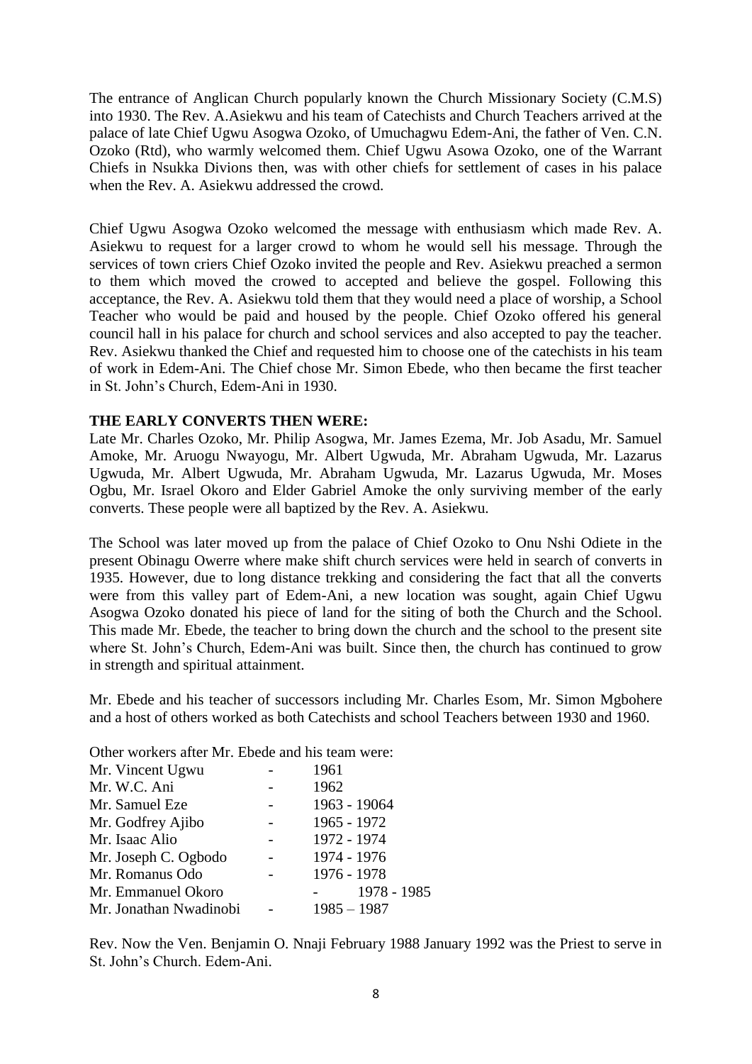The entrance of Anglican Church popularly known the Church Missionary Society (C.M.S) into 1930. The Rev. A.Asiekwu and his team of Catechists and Church Teachers arrived at the palace of late Chief Ugwu Asogwa Ozoko, of Umuchagwu Edem-Ani, the father of Ven. C.N. Ozoko (Rtd), who warmly welcomed them. Chief Ugwu Asowa Ozoko, one of the Warrant Chiefs in Nsukka Divions then, was with other chiefs for settlement of cases in his palace when the Rev. A. Asiekwu addressed the crowd.

Chief Ugwu Asogwa Ozoko welcomed the message with enthusiasm which made Rev. A. Asiekwu to request for a larger crowd to whom he would sell his message. Through the services of town criers Chief Ozoko invited the people and Rev. Asiekwu preached a sermon to them which moved the crowed to accepted and believe the gospel. Following this acceptance, the Rev. A. Asiekwu told them that they would need a place of worship, a School Teacher who would be paid and housed by the people. Chief Ozoko offered his general council hall in his palace for church and school services and also accepted to pay the teacher. Rev. Asiekwu thanked the Chief and requested him to choose one of the catechists in his team of work in Edem-Ani. The Chief chose Mr. Simon Ebede, who then became the first teacher in St. John's Church, Edem-Ani in 1930.

**THE EARLY CONVERTS THEN WERE:**

Late Mr. Charles Ozoko, Mr. Philip Asogwa, Mr. James Ezema, Mr. Job Asadu, Mr. Samuel Amoke, Mr. Aruogu Nwayogu, Mr. Albert Ugwuda, Mr. Abraham Ugwuda, Mr. Lazarus Ugwuda, Mr. Albert Ugwuda, Mr. Abraham Ugwuda, Mr. Lazarus Ugwuda, Mr. Moses Ogbu, Mr. Israel Okoro and Elder Gabriel Amoke the only surviving member of the early converts. These people were all baptized by the Rev. A. Asiekwu.

The School was later moved up from the palace of Chief Ozoko to Onu Nshi Odiete in the present Obinagu Owerre where make shift church services were held in search of converts in 1935. However, due to long distance trekking and considering the fact that all the converts were from this valley part of Edem-Ani, a new location was sought, again Chief Ugwu Asogwa Ozoko donated his piece of land for the siting of both the Church and the School. This made Mr. Ebede, the teacher to bring down the church and the school to the present site where St. John's Church, Edem-Ani was built. Since then, the church has continued to grow in strength and spiritual attainment.

Mr. Ebede and his teacher of successors including Mr. Charles Esom, Mr. Simon Mgbohere and a host of others worked as both Catechists and school Teachers between 1930 and 1960.

Other workers after Mr. Ebede and his team were:

| | | |
|---|---|---|
| Mr. Vincent Ugwu | - | 1961 |
| Mr. W.C. Ani | - | 1962 |
| Mr. Samuel Eze | - | 1963 - 19064 |
| Mr. Godfrey Ajibo | - | 1965 - 1972 |
| Mr. Isaac Alio | - | 1972 - 1974 |
| Mr. Joseph C. Ogbodo | - | 1974 - 1976 |
| Mr. Romanus Odo | - | 1976 - 1978 |
| Mr. Emmanuel Okoro | - | 1978 - 1985 |
| Mr. Jonathan Nwadinobi | - | 1985 – 1987 |

Rev. Now the Ven. Benjamin O. Nnaji February 1988 January 1992 was the Priest to serve in St. John's Church. Edem-Ani.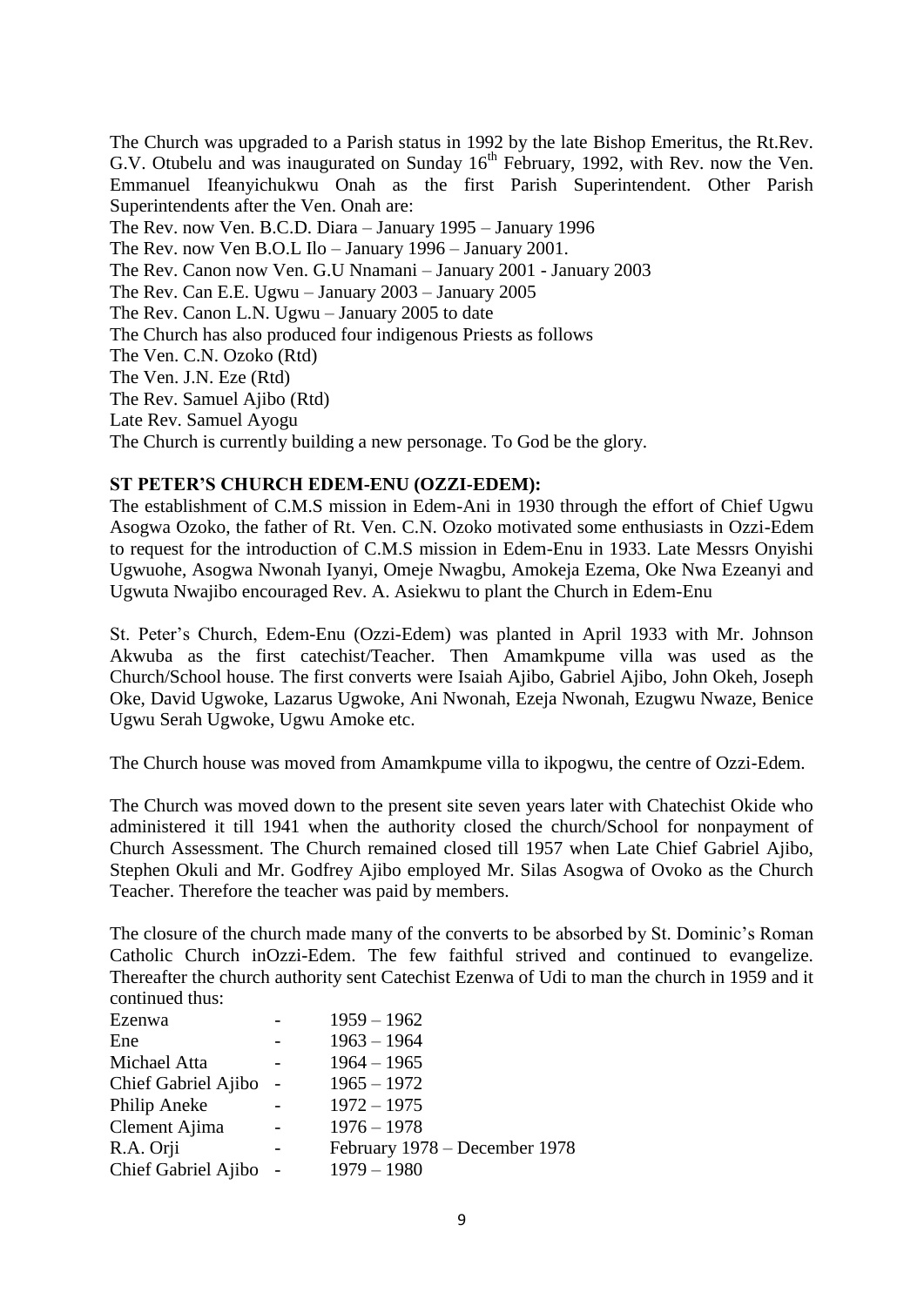The Church was upgraded to a Parish status in 1992 by the late Bishop Emeritus, the Rt.Rev. G.V. Otubelu and was inaugurated on Sunday 16th February, 1992, with Rev. now the Ven. Emmanuel Ifeanyichukwu Onah as the first Parish Superintendent. Other Parish Superintendents after the Ven. Onah are:

The Rev. now Ven. B.C.D. Diara – January 1995 – January 1996
The Rev. now Ven B.O.L Ilo – January 1996 – January 2001.
The Rev. Canon now Ven. G.U Nnamani – January 2001 - January 2003
The Rev. Can E.E. Ugwu – January 2003 – January 2005
The Rev. Canon L.N. Ugwu – January 2005 to date

The Church has also produced four indigenous Priests as follows

The Ven. C.N. Ozoko (Rtd)
The Ven. J.N. Eze (Rtd)
The Rev. Samuel Ajibo (Rtd)
Late Rev. Samuel Ayogu

The Church is currently building a new personage. To God be the glory.

**ST PETER'S CHURCH EDEM-ENU (OZZI-EDEM):**

The establishment of C.M.S mission in Edem-Ani in 1930 through the effort of Chief Ugwu Asogwa Ozoko, the father of Rt. Ven. C.N. Ozoko motivated some enthusiasts in Ozzi-Edem to request for the introduction of C.M.S mission in Edem-Enu in 1933. Late Messrs Onyishi Ugwuohe, Asogwa Nwonah Iyanyi, Omeje Nwagbu, Amokeja Ezema, Oke Nwa Ezeanyi and Ugwuta Nwajibo encouraged Rev. A. Asiekwu to plant the Church in Edem-Enu

St. Peter's Church, Edem-Enu (Ozzi-Edem) was planted in April 1933 with Mr. Johnson Akwuba as the first catechist/Teacher. Then Amamkpume villa was used as the Church/School house. The first converts were Isaiah Ajibo, Gabriel Ajibo, John Okeh, Joseph Oke, David Ugwoke, Lazarus Ugwoke, Ani Nwonah, Ezeja Nwonah, Ezugwu Nwaze, Benice Ugwu Serah Ugwoke, Ugwu Amoke etc.

The Church house was moved from Amamkpume villa to ikpogwu, the centre of Ozzi-Edem.

The Church was moved down to the present site seven years later with Chatechist Okide who administered it till 1941 when the authority closed the church/School for nonpayment of Church Assessment. The Church remained closed till 1957 when Late Chief Gabriel Ajibo, Stephen Okuli and Mr. Godfrey Ajibo employed Mr. Silas Asogwa of Ovoko as the Church Teacher. Therefore the teacher was paid by members.

The closure of the church made many of the converts to be absorbed by St. Dominic's Roman Catholic Church inOzzi-Edem. The few faithful strived and continued to evangelize. Thereafter the church authority sent Catechist Ezenwa of Udi to man the church in 1959 and it continued thus:

| | | |
|---|---|---|
| Ezenwa | - | 1959 – 1962 |
| Ene | - | 1963 – 1964 |
| Michael Atta | - | 1964 – 1965 |
| Chief Gabriel Ajibo | - | 1965 – 1972 |
| Philip Aneke | - | 1972 – 1975 |
| Clement Ajima | - | 1976 – 1978 |
| R.A. Orji | - | February 1978 – December 1978 |
| Chief Gabriel Ajibo | - | 1979 – 1980 |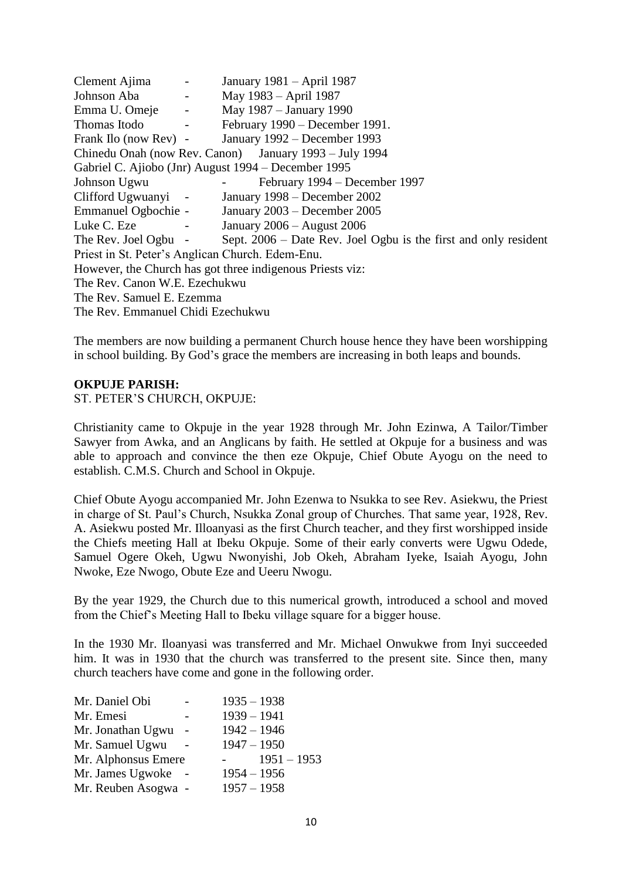Clement Ajima - January 1981 – April 1987
Johnson Aba - May 1983 – April 1987
Emma U. Omeje - May 1987 – January 1990
Thomas Itodo - February 1990 – December 1991.
Frank Ilo (now Rev) - January 1992 – December 1993
Chinedu Onah (now Rev. Canon) January 1993 – July 1994
Gabriel C. Ajiobo (Jnr) August 1994 – December 1995
Johnson Ugwu - February 1994 – December 1997
Clifford Ugwuanyi - January 1998 – December 2002
Emmanuel Ogbochie - January 2003 – December 2005
Luke C. Eze - January 2006 – August 2006
The Rev. Joel Ogbu - Sept. 2006 – Date Rev. Joel Ogbu is the first and only resident Priest in St. Peter's Anglican Church. Edem-Enu.
However, the Church has got three indigenous Priests viz:
The Rev. Canon W.E. Ezechukwu
The Rev. Samuel E. Ezemma
The Rev. Emmanuel Chidi Ezechukwu

The members are now building a permanent Church house hence they have been worshipping in school building. By God's grace the members are increasing in both leaps and bounds.

**OKPUJE PARISH:**

ST. PETER'S CHURCH, OKPUJE:

Christianity came to Okpuje in the year 1928 through Mr. John Ezinwa, A Tailor/Timber Sawyer from Awka, and an Anglicans by faith. He settled at Okpuje for a business and was able to approach and convince the then eze Okpuje, Chief Obute Ayogu on the need to establish. C.M.S. Church and School in Okpuje.

Chief Obute Ayogu accompanied Mr. John Ezenwa to Nsukka to see Rev. Asiekwu, the Priest in charge of St. Paul's Church, Nsukka Zonal group of Churches. That same year, 1928, Rev. A. Asiekwu posted Mr. Illoanyasi as the first Church teacher, and they first worshipped inside the Chiefs meeting Hall at Ibeku Okpuje. Some of their early converts were Ugwu Odede, Samuel Ogere Okeh, Ugwu Nwonyishi, Job Okeh, Abraham Iyeke, Isaiah Ayogu, John Nwoke, Eze Nwogo, Obute Eze and Ueeru Nwogu.

By the year 1929, the Church due to this numerical growth, introduced a school and moved from the Chief's Meeting Hall to Ibeku village square for a bigger house.

In the 1930 Mr. Iloanyasi was transferred and Mr. Michael Onwukwe from Inyi succeeded him. It was in 1930 that the church was transferred to the present site. Since then, many church teachers have come and gone in the following order.

Mr. Daniel Obi - 1935 – 1938
Mr. Emesi - 1939 – 1941
Mr. Jonathan Ugwu - 1942 – 1946
Mr. Samuel Ugwu - 1947 – 1950
Mr. Alphonsus Emere - 1951 – 1953
Mr. James Ugwoke - 1954 – 1956
Mr. Reuben Asogwa - 1957 – 1958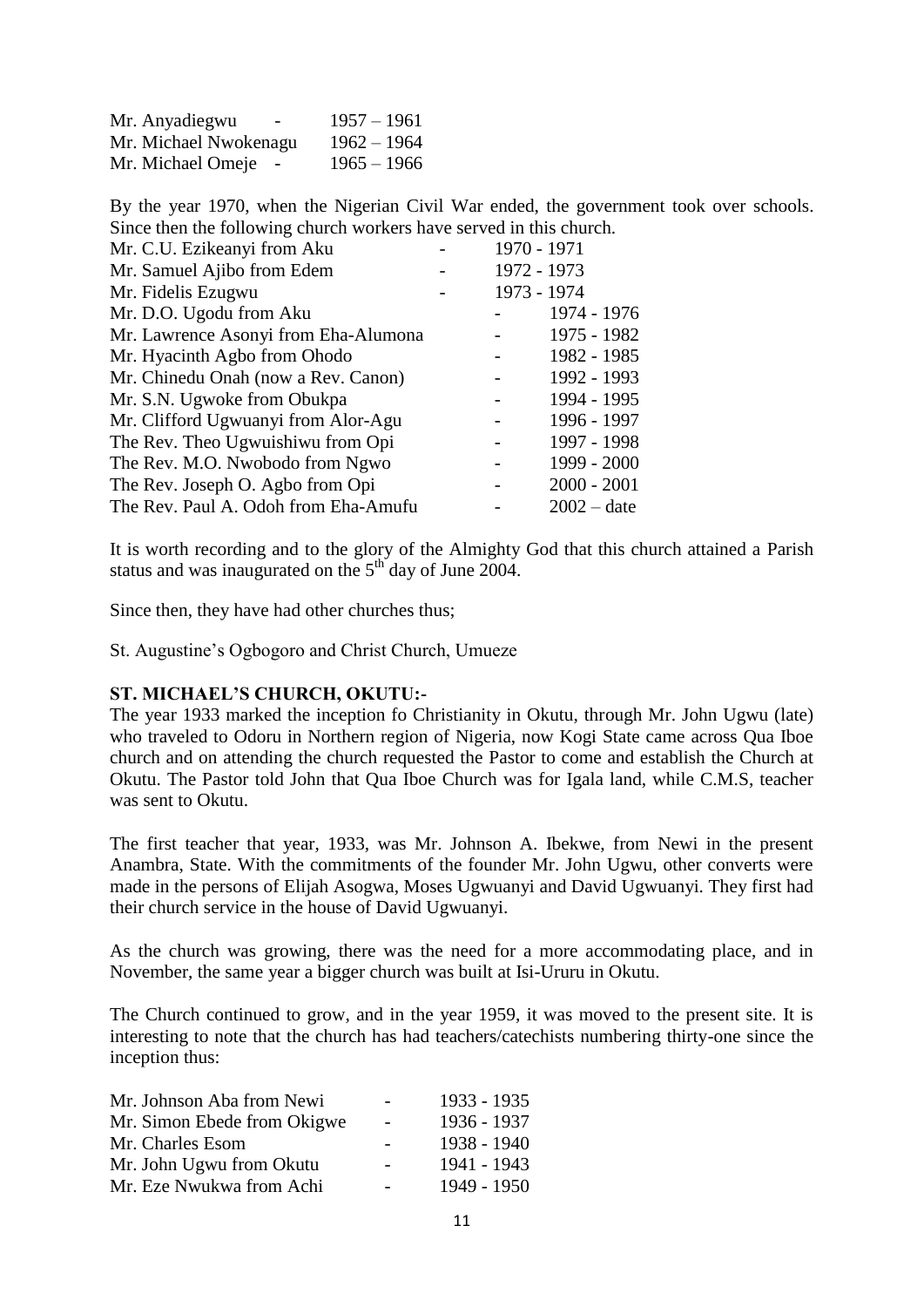Mr. Anyadiegwu - 1957 – 1961
Mr. Michael Nwokenagu 1962 – 1964
Mr. Michael Omeje - 1965 – 1966

By the year 1970, when the Nigerian Civil War ended, the government took over schools. Since then the following church workers have served in this church.

Mr. C.U. Ezikeanyi from Aku - 1970 - 1971
Mr. Samuel Ajibo from Edem - 1972 - 1973
Mr. Fidelis Ezugwu - 1973 - 1974
Mr. D.O. Ugodu from Aku - 1974 - 1976
Mr. Lawrence Asonyi from Eha-Alumona - 1975 - 1982
Mr. Hyacinth Agbo from Ohodo - 1982 - 1985
Mr. Chinedu Onah (now a Rev. Canon) - 1992 - 1993
Mr. S.N. Ugwoke from Obukpa - 1994 - 1995
Mr. Clifford Ugwuanyi from Alor-Agu - 1996 - 1997
The Rev. Theo Ugwuishiwu from Opi - 1997 - 1998
The Rev. M.O. Nwobodo from Ngwo - 1999 - 2000
The Rev. Joseph O. Agbo from Opi - 2000 - 2001
The Rev. Paul A. Odoh from Eha-Amufu - 2002 – date

It is worth recording and to the glory of the Almighty God that this church attained a Parish status and was inaugurated on the 5th day of June 2004.

Since then, they have had other churches thus;

St. Augustine's Ogbogoro and Christ Church, Umueze

**ST. MICHAEL'S CHURCH, OKUTU:-**

The year 1933 marked the inception fo Christianity in Okutu, through Mr. John Ugwu (late) who traveled to Odoru in Northern region of Nigeria, now Kogi State came across Qua Iboe church and on attending the church requested the Pastor to come and establish the Church at Okutu. The Pastor told John that Qua Iboe Church was for Igala land, while C.M.S, teacher was sent to Okutu.

The first teacher that year, 1933, was Mr. Johnson A. Ibekwe, from Newi in the present Anambra, State. With the commitments of the founder Mr. John Ugwu, other converts were made in the persons of Elijah Asogwa, Moses Ugwuanyi and David Ugwuanyi. They first had their church service in the house of David Ugwuanyi.

As the church was growing, there was the need for a more accommodating place, and in November, the same year a bigger church was built at Isi-Ururu in Okutu.

The Church continued to grow, and in the year 1959, it was moved to the present site. It is interesting to note that the church has had teachers/catechists numbering thirty-one since the inception thus:

Mr. Johnson Aba from Newi - 1933 - 1935
Mr. Simon Ebede from Okigwe - 1936 - 1937
Mr. Charles Esom - 1938 - 1940
Mr. John Ugwu from Okutu - 1941 - 1943
Mr. Eze Nwukwa from Achi - 1949 - 1950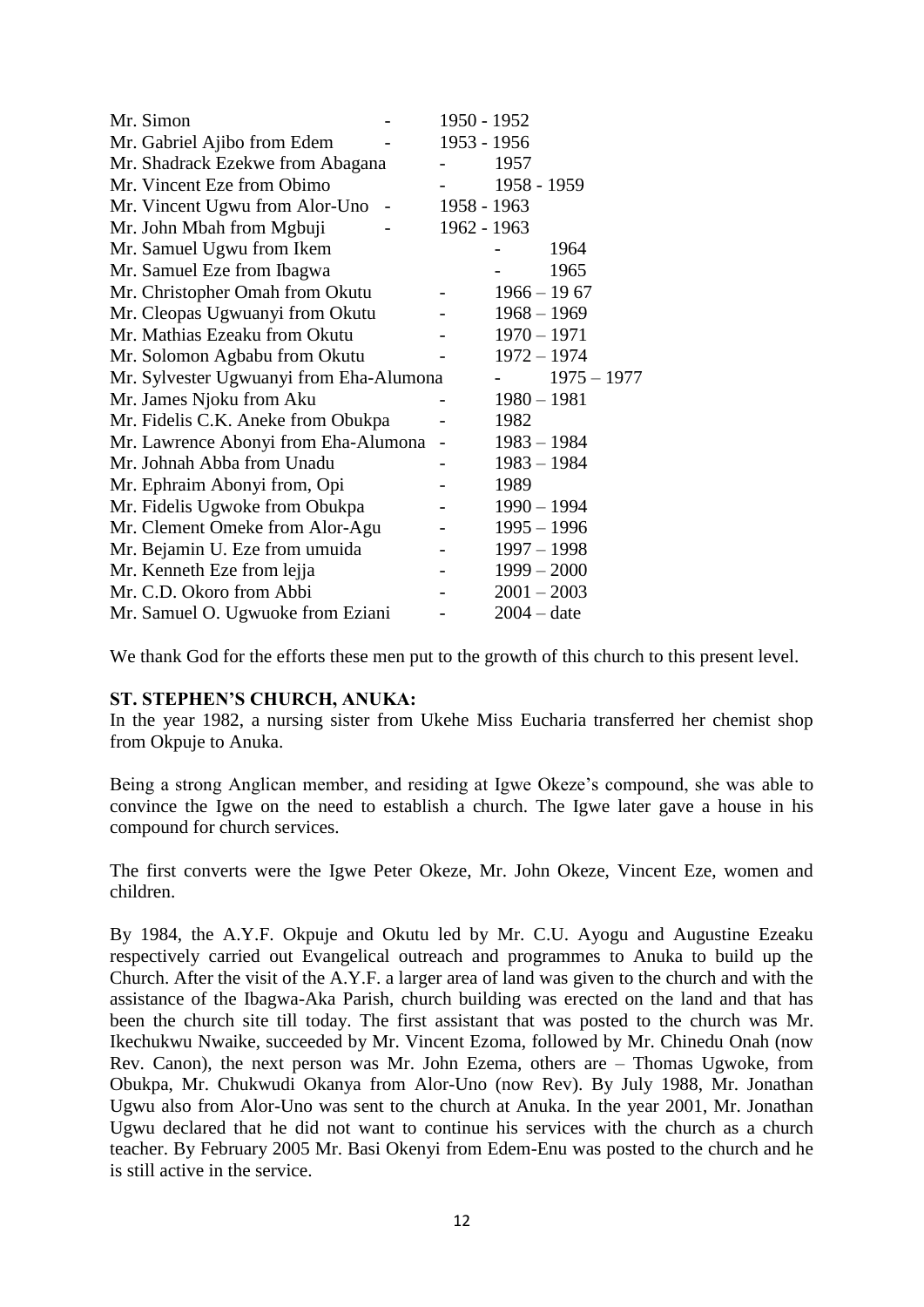Mr. Simon - 1950 - 1952
Mr. Gabriel Ajibo from Edem - 1953 - 1956
Mr. Shadrack Ezekwe from Abagana - 1957
Mr. Vincent Eze from Obimo - 1958 - 1959
Mr. Vincent Ugwu from Alor-Uno - 1958 - 1963
Mr. John Mbah from Mgbuji - 1962 - 1963
Mr. Samuel Ugwu from Ikem - 1964
Mr. Samuel Eze from Ibagwa - 1965
Mr. Christopher Omah from Okutu - 1966 – 19 67
Mr. Cleopas Ugwuanyi from Okutu - 1968 – 1969
Mr. Mathias Ezeaku from Okutu - 1970 – 1971
Mr. Solomon Agbabu from Okutu - 1972 – 1974
Mr. Sylvester Ugwuanyi from Eha-Alumona - 1975 – 1977
Mr. James Njoku from Aku - 1980 – 1981
Mr. Fidelis C.K. Aneke from Obukpa - 1982
Mr. Lawrence Abonyi from Eha-Alumona - 1983 – 1984
Mr. Johnah Abba from Unadu - 1983 – 1984
Mr. Ephraim Abonyi from, Opi - 1989
Mr. Fidelis Ugwoke from Obukpa - 1990 – 1994
Mr. Clement Omeke from Alor-Agu - 1995 – 1996
Mr. Bejamin U. Eze from umuida - 1997 – 1998
Mr. Kenneth Eze from lejja - 1999 – 2000
Mr. C.D. Okoro from Abbi - 2001 – 2003
Mr. Samuel O. Ugwuoke from Eziani - 2004 – date

We thank God for the efforts these men put to the growth of this church to this present level.

**ST. STEPHEN'S CHURCH, ANUKA:**

In the year 1982, a nursing sister from Ukehe Miss Eucharia transferred her chemist shop from Okpuje to Anuka.

Being a strong Anglican member, and residing at Igwe Okeze's compound, she was able to convince the Igwe on the need to establish a church. The Igwe later gave a house in his compound for church services.

The first converts were the Igwe Peter Okeze, Mr. John Okeze, Vincent Eze, women and children.

By 1984, the A.Y.F. Okpuje and Okutu led by Mr. C.U. Ayogu and Augustine Ezeaku respectively carried out Evangelical outreach and programmes to Anuka to build up the Church. After the visit of the A.Y.F. a larger area of land was given to the church and with the assistance of the Ibagwa-Aka Parish, church building was erected on the land and that has been the church site till today. The first assistant that was posted to the church was Mr. Ikechukwu Nwaike, succeeded by Mr. Vincent Ezoma, followed by Mr. Chinedu Onah (now Rev. Canon), the next person was Mr. John Ezema, others are – Thomas Ugwoke, from Obukpa, Mr. Chukwudi Okanya from Alor-Uno (now Rev). By July 1988, Mr. Jonathan Ugwu also from Alor-Uno was sent to the church at Anuka. In the year 2001, Mr. Jonathan Ugwu declared that he did not want to continue his services with the church as a church teacher. By February 2005 Mr. Basi Okenyi from Edem-Enu was posted to the church and he is still active in the service.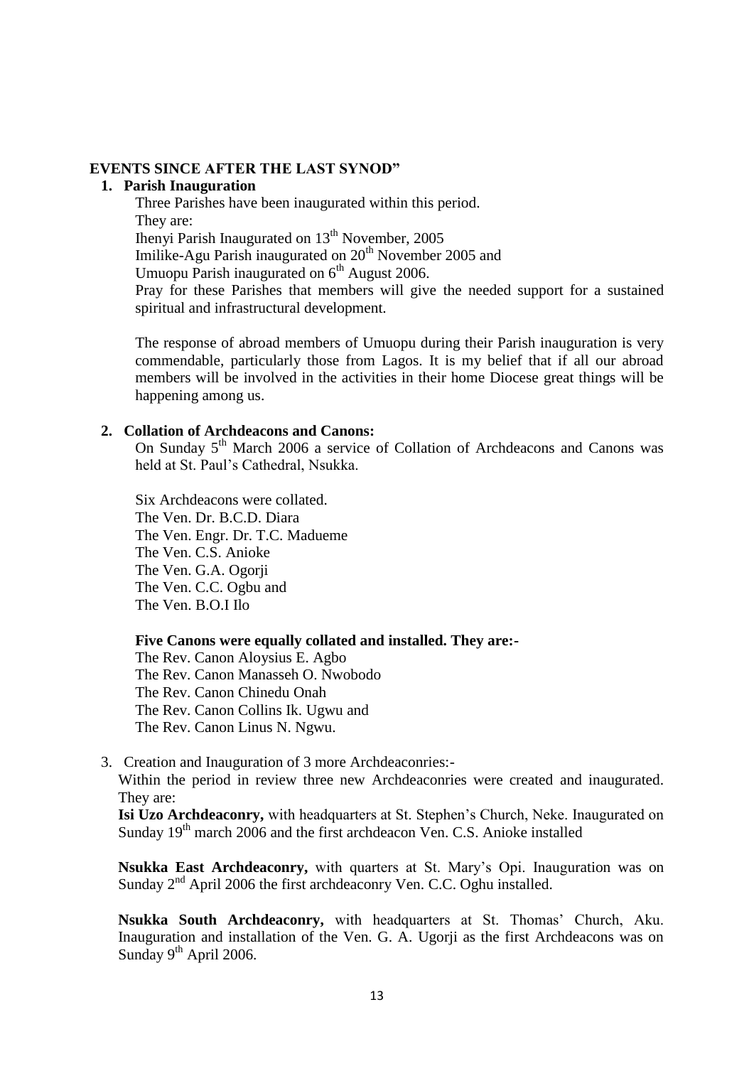## EVENTS SINCE AFTER THE LAST SYNOD"

### 1. Parish Inauguration

Three Parishes have been inaugurated within this period.

They are:

Ihenyi Parish Inaugurated on 13th November, 2005

Imilike-Agu Parish inaugurated on 20th November 2005 and

Umuopu Parish inaugurated on 6th August 2006.

Pray for these Parishes that members will give the needed support for a sustained spiritual and infrastructural development.

The response of abroad members of Umuopu during their Parish inauguration is very commendable, particularly those from Lagos. It is my belief that if all our abroad members will be involved in the activities in their home Diocese great things will be happening among us.

### 2. Collation of Archdeacons and Canons:

On Sunday 5th March 2006 a service of Collation of Archdeacons and Canons was held at St. Paul's Cathedral, Nsukka.

Six Archdeacons were collated.

The Ven. Dr. B.C.D. Diara
The Ven. Engr. Dr. T.C. Madueme
The Ven. C.S. Anioke
The Ven. G.A. Ogorji
The Ven. C.C. Ogbu and
The Ven. B.O.I Ilo

**Five Canons were equally collated and installed. They are:-**

The Rev. Canon Aloysius E. Agbo
The Rev. Canon Manasseh O. Nwobodo
The Rev. Canon Chinedu Onah
The Rev. Canon Collins Ik. Ugwu and
The Rev. Canon Linus N. Ngwu.

3. Creation and Inauguration of 3 more Archdeaconries:-

Within the period in review three new Archdeaconries were created and inaugurated. They are:

**Isi Uzo Archdeaconry,** with headquarters at St. Stephen's Church, Neke. Inaugurated on Sunday 19th march 2006 and the first archdeacon Ven. C.S. Anioke installed

**Nsukka East Archdeaconry,** with quarters at St. Mary's Opi. Inauguration was on Sunday 2nd April 2006 the first archdeaconry Ven. C.C. Oghu installed.

**Nsukka South Archdeaconry,** with headquarters at St. Thomas' Church, Aku. Inauguration and installation of the Ven. G. A. Ugorji as the first Archdeacons was on Sunday 9th April 2006.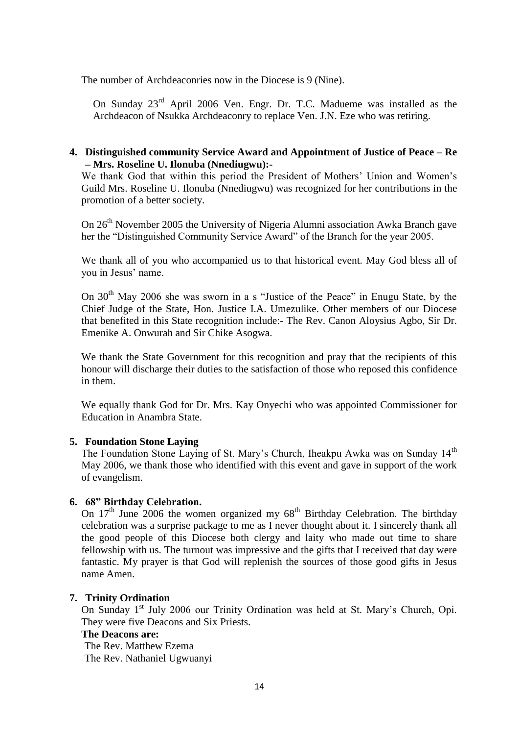The number of Archdeaconries now in the Diocese is 9 (Nine).

On Sunday 23rd April 2006 Ven. Engr. Dr. T.C. Madueme was installed as the Archdeacon of Nsukka Archdeaconry to replace Ven. J.N. Eze who was retiring.

**4. Distinguished community Service Award and Appointment of Justice of Peace – Re – Mrs. Roseline U. Ilonuba (Nnediugwu):-**

We thank God that within this period the President of Mothers' Union and Women's Guild Mrs. Roseline U. Ilonuba (Nnediugwu) was recognized for her contributions in the promotion of a better society.

On 26th November 2005 the University of Nigeria Alumni association Awka Branch gave her the "Distinguished Community Service Award" of the Branch for the year 2005.

We thank all of you who accompanied us to that historical event. May God bless all of you in Jesus' name.

On 30th May 2006 she was sworn in a s "Justice of the Peace" in Enugu State, by the Chief Judge of the State, Hon. Justice I.A. Umezulike. Other members of our Diocese that benefited in this State recognition include:- The Rev. Canon Aloysius Agbo, Sir Dr. Emenike A. Onwurah and Sir Chike Asogwa.

We thank the State Government for this recognition and pray that the recipients of this honour will discharge their duties to the satisfaction of those who reposed this confidence in them.

We equally thank God for Dr. Mrs. Kay Onyechi who was appointed Commissioner for Education in Anambra State.

**5. Foundation Stone Laying**

The Foundation Stone Laying of St. Mary's Church, Iheakpu Awka was on Sunday 14th May 2006, we thank those who identified with this event and gave in support of the work of evangelism.

**6. 68" Birthday Celebration.**

On 17th June 2006 the women organized my 68th Birthday Celebration. The birthday celebration was a surprise package to me as I never thought about it. I sincerely thank all the good people of this Diocese both clergy and laity who made out time to share fellowship with us. The turnout was impressive and the gifts that I received that day were fantastic. My prayer is that God will replenish the sources of those good gifts in Jesus name Amen.

**7. Trinity Ordination**

On Sunday 1st July 2006 our Trinity Ordination was held at St. Mary's Church, Opi. They were five Deacons and Six Priests.

**The Deacons are:**

The Rev. Matthew Ezema
The Rev. Nathaniel Ugwuanyi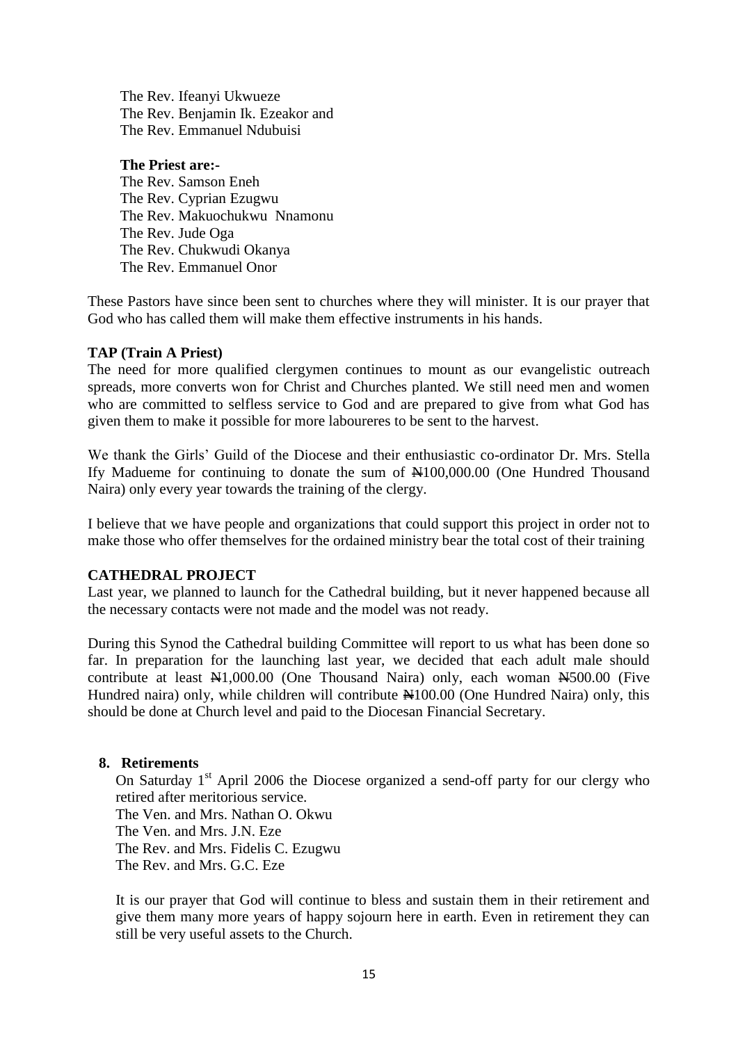The Rev. Ifeanyi Ukwueze
The Rev. Benjamin Ik. Ezeakor and
The Rev. Emmanuel Ndubuisi

**The Priest are:-**
The Rev. Samson Eneh
The Rev. Cyprian Ezugwu
The Rev. Makuochukwu Nnamonu
The Rev. Jude Oga
The Rev. Chukwudi Okanya
The Rev. Emmanuel Onor

These Pastors have since been sent to churches where they will minister. It is our prayer that God who has called them will make them effective instruments in his hands.

**TAP (Train A Priest)**

The need for more qualified clergymen continues to mount as our evangelistic outreach spreads, more converts won for Christ and Churches planted. We still need men and women who are committed to selfless service to God and are prepared to give from what God has given them to make it possible for more laboureres to be sent to the harvest.

We thank the Girls' Guild of the Diocese and their enthusiastic co-ordinator Dr. Mrs. Stella Ify Madueme for continuing to donate the sum of ₦100,000.00 (One Hundred Thousand Naira) only every year towards the training of the clergy.

I believe that we have people and organizations that could support this project in order not to make those who offer themselves for the ordained ministry bear the total cost of their training

**CATHEDRAL PROJECT**

Last year, we planned to launch for the Cathedral building, but it never happened because all the necessary contacts were not made and the model was not ready.

During this Synod the Cathedral building Committee will report to us what has been done so far. In preparation for the launching last year, we decided that each adult male should contribute at least ₦1,000.00 (One Thousand Naira) only, each woman ₦500.00 (Five Hundred naira) only, while children will contribute ₦100.00 (One Hundred Naira) only, this should be done at Church level and paid to the Diocesan Financial Secretary.

**8. Retirements**

On Saturday 1st April 2006 the Diocese organized a send-off party for our clergy who retired after meritorious service.
The Ven. and Mrs. Nathan O. Okwu
The Ven. and Mrs. J.N. Eze
The Rev. and Mrs. Fidelis C. Ezugwu
The Rev. and Mrs. G.C. Eze

It is our prayer that God will continue to bless and sustain them in their retirement and give them many more years of happy sojourn here in earth. Even in retirement they can still be very useful assets to the Church.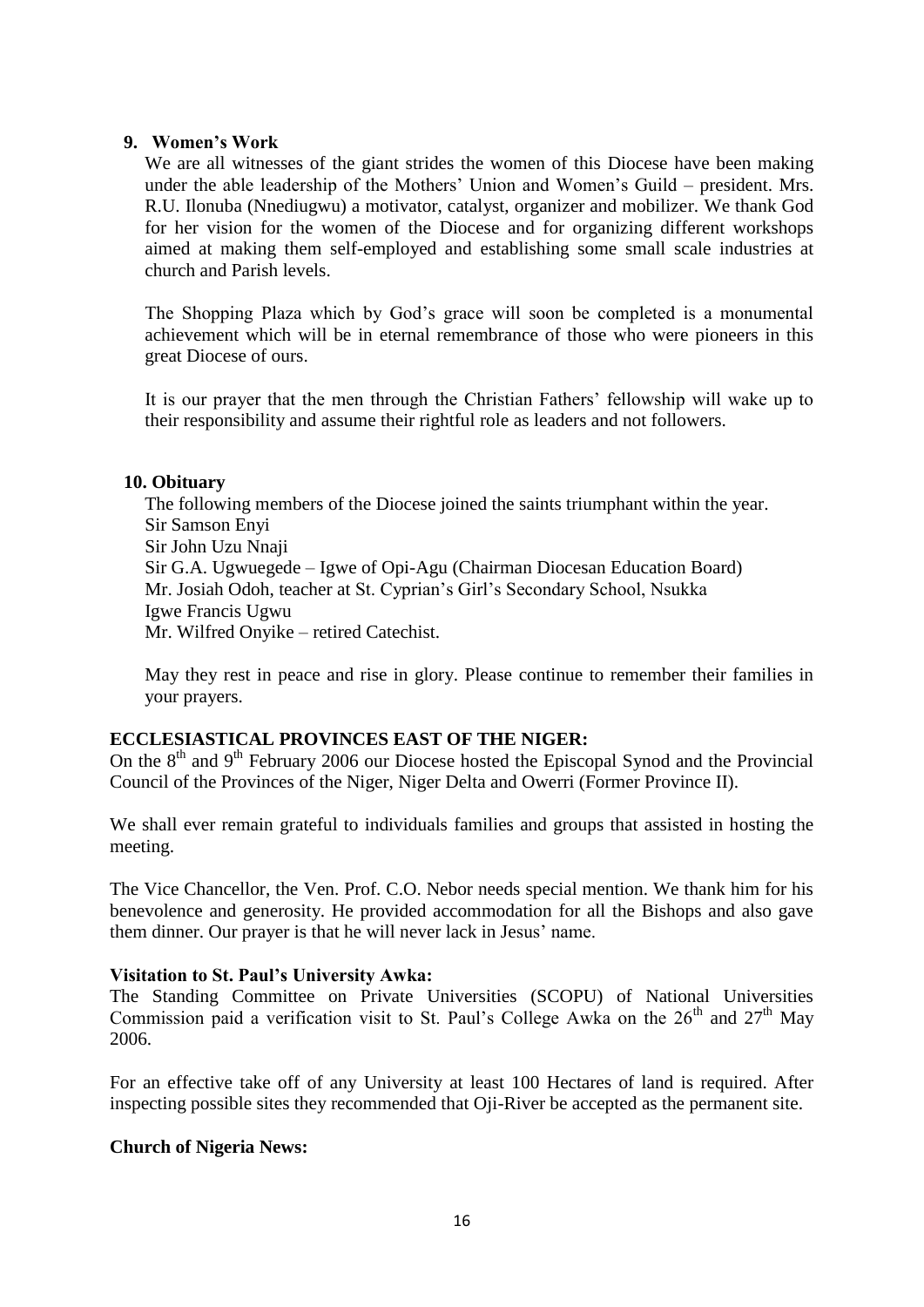**9. Women's Work**

We are all witnesses of the giant strides the women of this Diocese have been making under the able leadership of the Mothers' Union and Women's Guild – president. Mrs. R.U. Ilonuba (Nnediugwu) a motivator, catalyst, organizer and mobilizer. We thank God for her vision for the women of the Diocese and for organizing different workshops aimed at making them self-employed and establishing some small scale industries at church and Parish levels.

The Shopping Plaza which by God's grace will soon be completed is a monumental achievement which will be in eternal remembrance of those who were pioneers in this great Diocese of ours.

It is our prayer that the men through the Christian Fathers' fellowship will wake up to their responsibility and assume their rightful role as leaders and not followers.

**10. Obituary**

The following members of the Diocese joined the saints triumphant within the year.
Sir Samson Enyi
Sir John Uzu Nnaji
Sir G.A. Ugwuegede – Igwe of Opi-Agu (Chairman Diocesan Education Board)
Mr. Josiah Odoh, teacher at St. Cyprian's Girl's Secondary School, Nsukka
Igwe Francis Ugwu
Mr. Wilfred Onyike – retired Catechist.

May they rest in peace and rise in glory. Please continue to remember their families in your prayers.

**ECCLESIASTICAL PROVINCES EAST OF THE NIGER:**

On the 8th and 9th February 2006 our Diocese hosted the Episcopal Synod and the Provincial Council of the Provinces of the Niger, Niger Delta and Owerri (Former Province II).

We shall ever remain grateful to individuals families and groups that assisted in hosting the meeting.

The Vice Chancellor, the Ven. Prof. C.O. Nebor needs special mention. We thank him for his benevolence and generosity. He provided accommodation for all the Bishops and also gave them dinner. Our prayer is that he will never lack in Jesus' name.

**Visitation to St. Paul's University Awka:**

The Standing Committee on Private Universities (SCOPU) of National Universities Commission paid a verification visit to St. Paul's College Awka on the 26th and 27th May 2006.

For an effective take off of any University at least 100 Hectares of land is required. After inspecting possible sites they recommended that Oji-River be accepted as the permanent site.

**Church of Nigeria News:**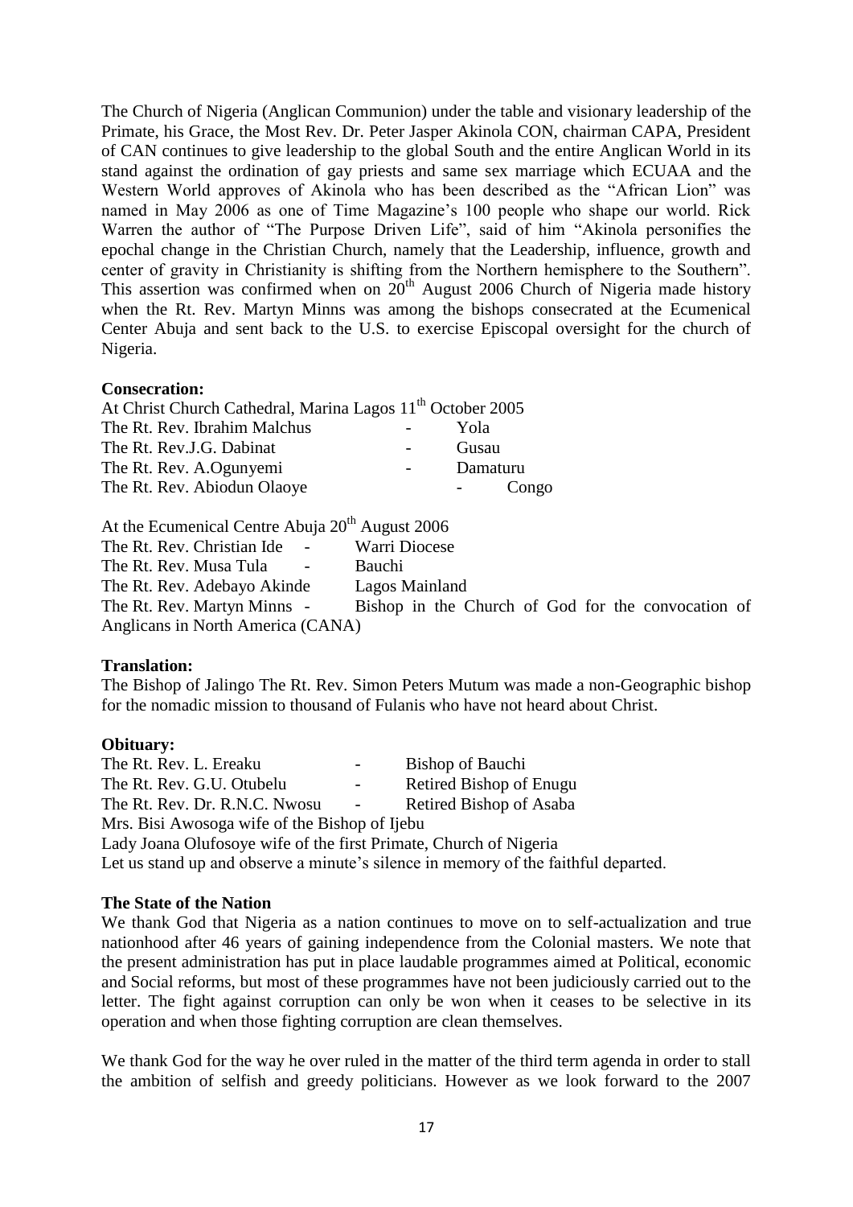The Church of Nigeria (Anglican Communion) under the table and visionary leadership of the Primate, his Grace, the Most Rev. Dr. Peter Jasper Akinola CON, chairman CAPA, President of CAN continues to give leadership to the global South and the entire Anglican World in its stand against the ordination of gay priests and same sex marriage which ECUAA and the Western World approves of Akinola who has been described as the "African Lion" was named in May 2006 as one of Time Magazine's 100 people who shape our world. Rick Warren the author of "The Purpose Driven Life", said of him "Akinola personifies the epochal change in the Christian Church, namely that the Leadership, influence, growth and center of gravity in Christianity is shifting from the Northern hemisphere to the Southern". This assertion was confirmed when on 20th August 2006 Church of Nigeria made history when the Rt. Rev. Martyn Minns was among the bishops consecrated at the Ecumenical Center Abuja and sent back to the U.S. to exercise Episcopal oversight for the church of Nigeria.

**Consecration:**

At Christ Church Cathedral, Marina Lagos 11th October 2005

The Rt. Rev. Ibrahim Malchus - Yola
The Rt. Rev.J.G. Dabinat - Gusau
The Rt. Rev. A.Ogunyemi - Damaturu
The Rt. Rev. Abiodun Olaoye - Congo

At the Ecumenical Centre Abuja 20th August 2006

The Rt. Rev. Christian Ide - Warri Diocese
The Rt. Rev. Musa Tula - Bauchi
The Rt. Rev. Adebayo Akinde Lagos Mainland
The Rt. Rev. Martyn Minns - Bishop in the Church of God for the convocation of Anglicans in North America (CANA)

**Translation:**

The Bishop of Jalingo The Rt. Rev. Simon Peters Mutum was made a non-Geographic bishop for the nomadic mission to thousand of Fulanis who have not heard about Christ.

**Obituary:**

The Rt. Rev. L. Ereaku - Bishop of Bauchi
The Rt. Rev. G.U. Otubelu - Retired Bishop of Enugu
The Rt. Rev. Dr. R.N.C. Nwosu - Retired Bishop of Asaba
Mrs. Bisi Awosoga wife of the Bishop of Ijebu
Lady Joana Olufosoye wife of the first Primate, Church of Nigeria
Let us stand up and observe a minute's silence in memory of the faithful departed.

**The State of the Nation**

We thank God that Nigeria as a nation continues to move on to self-actualization and true nationhood after 46 years of gaining independence from the Colonial masters. We note that the present administration has put in place laudable programmes aimed at Political, economic and Social reforms, but most of these programmes have not been judiciously carried out to the letter. The fight against corruption can only be won when it ceases to be selective in its operation and when those fighting corruption are clean themselves.

We thank God for the way he over ruled in the matter of the third term agenda in order to stall the ambition of selfish and greedy politicians. However as we look forward to the 2007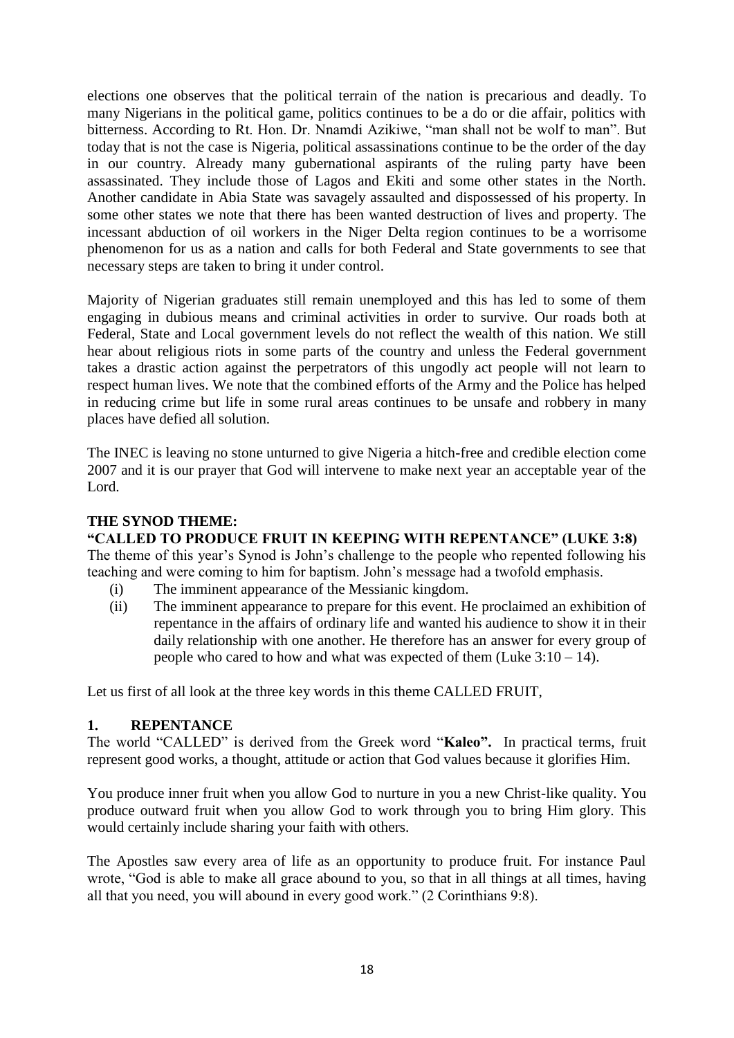elections one observes that the political terrain of the nation is precarious and deadly. To many Nigerians in the political game, politics continues to be a do or die affair, politics with bitterness. According to Rt. Hon. Dr. Nnamdi Azikiwe, "man shall not be wolf to man". But today that is not the case is Nigeria, political assassinations continue to be the order of the day in our country. Already many gubernational aspirants of the ruling party have been assassinated. They include those of Lagos and Ekiti and some other states in the North. Another candidate in Abia State was savagely assaulted and dispossessed of his property. In some other states we note that there has been wanted destruction of lives and property. The incessant abduction of oil workers in the Niger Delta region continues to be a worrisome phenomenon for us as a nation and calls for both Federal and State governments to see that necessary steps are taken to bring it under control.

Majority of Nigerian graduates still remain unemployed and this has led to some of them engaging in dubious means and criminal activities in order to survive. Our roads both at Federal, State and Local government levels do not reflect the wealth of this nation. We still hear about religious riots in some parts of the country and unless the Federal government takes a drastic action against the perpetrators of this ungodly act people will not learn to respect human lives. We note that the combined efforts of the Army and the Police has helped in reducing crime but life in some rural areas continues to be unsafe and robbery in many places have defied all solution.

The INEC is leaving no stone unturned to give Nigeria a hitch-free and credible election come 2007 and it is our prayer that God will intervene to make next year an acceptable year of the Lord.

**THE SYNOD THEME:**

**"CALLED TO PRODUCE FRUIT IN KEEPING WITH REPENTANCE" (LUKE 3:8)**

The theme of this year's Synod is John's challenge to the people who repented following his teaching and were coming to him for baptism. John's message had a twofold emphasis.

(i) The imminent appearance of the Messianic kingdom.

(ii) The imminent appearance to prepare for this event. He proclaimed an exhibition of repentance in the affairs of ordinary life and wanted his audience to show it in their daily relationship with one another. He therefore has an answer for every group of people who cared to how and what was expected of them (Luke 3:10 – 14).

Let us first of all look at the three key words in this theme CALLED FRUIT,

**1. REPENTANCE**

The world "CALLED" is derived from the Greek word "**Kaleo".** In practical terms, fruit represent good works, a thought, attitude or action that God values because it glorifies Him.

You produce inner fruit when you allow God to nurture in you a new Christ-like quality. You produce outward fruit when you allow God to work through you to bring Him glory. This would certainly include sharing your faith with others.

The Apostles saw every area of life as an opportunity to produce fruit. For instance Paul wrote, "God is able to make all grace abound to you, so that in all things at all times, having all that you need, you will abound in every good work." (2 Corinthians 9:8).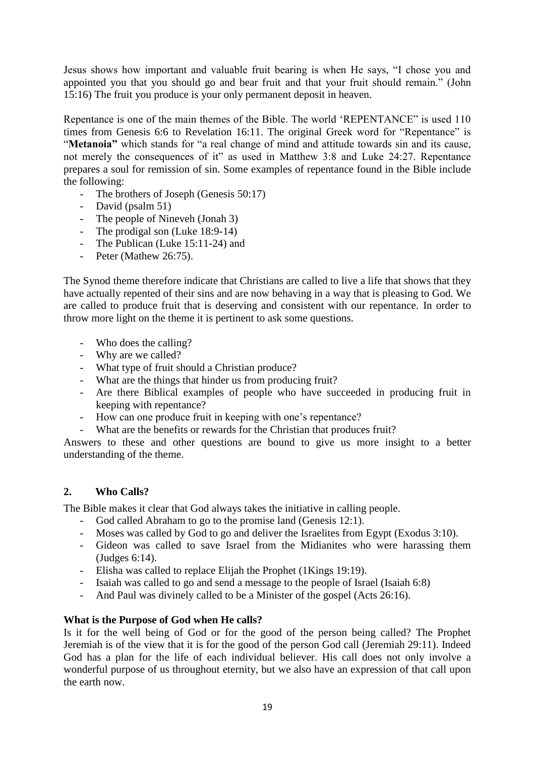Jesus shows how important and valuable fruit bearing is when He says, "I chose you and appointed you that you should go and bear fruit and that your fruit should remain." (John 15:16) The fruit you produce is your only permanent deposit in heaven.

Repentance is one of the main themes of the Bible. The world 'REPENTANCE" is used 110 times from Genesis 6:6 to Revelation 16:11. The original Greek word for "Repentance" is "**Metanoia"** which stands for "a real change of mind and attitude towards sin and its cause, not merely the consequences of it" as used in Matthew 3:8 and Luke 24:27. Repentance prepares a soul for remission of sin. Some examples of repentance found in the Bible include the following:

- The brothers of Joseph (Genesis 50:17)
- David (psalm 51)
- The people of Nineveh (Jonah 3)
- The prodigal son (Luke 18:9-14)
- The Publican (Luke 15:11-24) and
- Peter (Mathew 26:75).

The Synod theme therefore indicate that Christians are called to live a life that shows that they have actually repented of their sins and are now behaving in a way that is pleasing to God. We are called to produce fruit that is deserving and consistent with our repentance. In order to throw more light on the theme it is pertinent to ask some questions.

- Who does the calling?
- Why are we called?
- What type of fruit should a Christian produce?
- What are the things that hinder us from producing fruit?
- Are there Biblical examples of people who have succeeded in producing fruit in keeping with repentance?
- How can one produce fruit in keeping with one's repentance?
- What are the benefits or rewards for the Christian that produces fruit?

Answers to these and other questions are bound to give us more insight to a better understanding of the theme.

## 2. Who Calls?

The Bible makes it clear that God always takes the initiative in calling people.

- God called Abraham to go to the promise land (Genesis 12:1).
- Moses was called by God to go and deliver the Israelites from Egypt (Exodus 3:10).
- Gideon was called to save Israel from the Midianites who were harassing them (Judges 6:14).
- Elisha was called to replace Elijah the Prophet (1Kings 19:19).
- Isaiah was called to go and send a message to the people of Israel (Isaiah 6:8)
- And Paul was divinely called to be a Minister of the gospel (Acts 26:16).

**What is the Purpose of God when He calls?**

Is it for the well being of God or for the good of the person being called? The Prophet Jeremiah is of the view that it is for the good of the person God call (Jeremiah 29:11). Indeed God has a plan for the life of each individual believer. His call does not only involve a wonderful purpose of us throughout eternity, but we also have an expression of that call upon the earth now.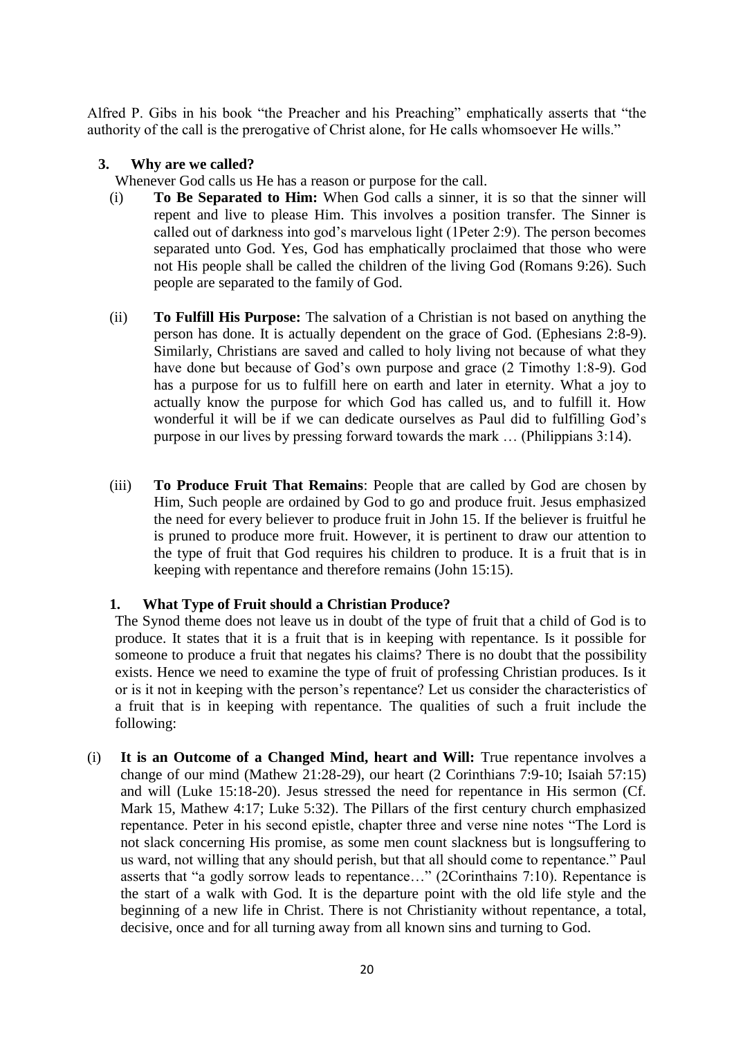Alfred P. Gibs in his book "the Preacher and his Preaching" emphatically asserts that "the authority of the call is the prerogative of Christ alone, for He calls whomsoever He wills."

### 3. Why are we called?

Whenever God calls us He has a reason or purpose for the call.

(i) **To Be Separated to Him:** When God calls a sinner, it is so that the sinner will repent and live to please Him. This involves a position transfer. The Sinner is called out of darkness into god's marvelous light (1Peter 2:9). The person becomes separated unto God. Yes, God has emphatically proclaimed that those who were not His people shall be called the children of the living God (Romans 9:26). Such people are separated to the family of God.

(ii) **To Fulfill His Purpose:** The salvation of a Christian is not based on anything the person has done. It is actually dependent on the grace of God. (Ephesians 2:8-9). Similarly, Christians are saved and called to holy living not because of what they have done but because of God's own purpose and grace (2 Timothy 1:8-9). God has a purpose for us to fulfill here on earth and later in eternity. What a joy to actually know the purpose for which God has called us, and to fulfill it. How wonderful it will be if we can dedicate ourselves as Paul did to fulfilling God's purpose in our lives by pressing forward towards the mark … (Philippians 3:14).

(iii) **To Produce Fruit That Remains**: People that are called by God are chosen by Him, Such people are ordained by God to go and produce fruit. Jesus emphasized the need for every believer to produce fruit in John 15. If the believer is fruitful he is pruned to produce more fruit. However, it is pertinent to draw our attention to the type of fruit that God requires his children to produce. It is a fruit that is in keeping with repentance and therefore remains (John 15:15).

### 1. What Type of Fruit should a Christian Produce?

The Synod theme does not leave us in doubt of the type of fruit that a child of God is to produce. It states that it is a fruit that is in keeping with repentance. Is it possible for someone to produce a fruit that negates his claims? There is no doubt that the possibility exists. Hence we need to examine the type of fruit of professing Christian produces. Is it or is it not in keeping with the person's repentance? Let us consider the characteristics of a fruit that is in keeping with repentance. The qualities of such a fruit include the following:

(i) **It is an Outcome of a Changed Mind, heart and Will:** True repentance involves a change of our mind (Mathew 21:28-29), our heart (2 Corinthians 7:9-10; Isaiah 57:15) and will (Luke 15:18-20). Jesus stressed the need for repentance in His sermon (Cf. Mark 15, Mathew 4:17; Luke 5:32). The Pillars of the first century church emphasized repentance. Peter in his second epistle, chapter three and verse nine notes "The Lord is not slack concerning His promise, as some men count slackness but is longsuffering to us ward, not willing that any should perish, but that all should come to repentance." Paul asserts that "a godly sorrow leads to repentance…" (2Corinthains 7:10). Repentance is the start of a walk with God. It is the departure point with the old life style and the beginning of a new life in Christ. There is not Christianity without repentance, a total, decisive, once and for all turning away from all known sins and turning to God.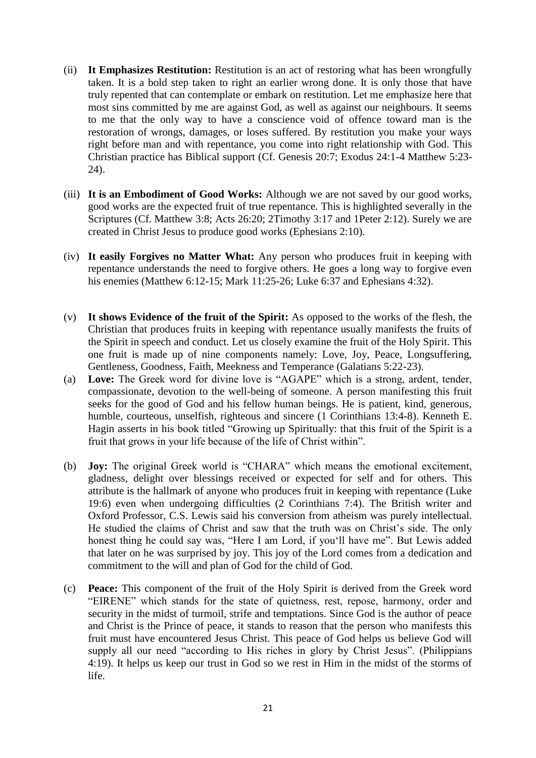(ii) **It Emphasizes Restitution:** Restitution is an act of restoring what has been wrongfully taken. It is a bold step taken to right an earlier wrong done. It is only those that have truly repented that can contemplate or embark on restitution. Let me emphasize here that most sins committed by me are against God, as well as against our neighbours. It seems to me that the only way to have a conscience void of offence toward man is the restoration of wrongs, damages, or loses suffered. By restitution you make your ways right before man and with repentance, you come into right relationship with God. This Christian practice has Biblical support (Cf. Genesis 20:7; Exodus 24:1-4 Matthew 5:23-24).

(iii) **It is an Embodiment of Good Works:** Although we are not saved by our good works, good works are the expected fruit of true repentance. This is highlighted severally in the Scriptures (Cf. Matthew 3:8; Acts 26:20; 2Timothy 3:17 and 1Peter 2:12). Surely we are created in Christ Jesus to produce good works (Ephesians 2:10).

(iv) **It easily Forgives no Matter What:** Any person who produces fruit in keeping with repentance understands the need to forgive others. He goes a long way to forgive even his enemies (Matthew 6:12-15; Mark 11:25-26; Luke 6:37 and Ephesians 4:32).

(v) **It shows Evidence of the fruit of the Spirit:** As opposed to the works of the flesh, the Christian that produces fruits in keeping with repentance usually manifests the fruits of the Spirit in speech and conduct. Let us closely examine the fruit of the Holy Spirit. This one fruit is made up of nine components namely: Love, Joy, Peace, Longsuffering, Gentleness, Goodness, Faith, Meekness and Temperance (Galatians 5:22-23).

(a) **Love:** The Greek word for divine love is "AGAPE" which is a strong, ardent, tender, compassionate, devotion to the well-being of someone. A person manifesting this fruit seeks for the good of God and his fellow human beings. He is patient, kind, generous, humble, courteous, unselfish, righteous and sincere (1 Corinthians 13:4-8). Kenneth E. Hagin asserts in his book titled "Growing up Spiritually: that this fruit of the Spirit is a fruit that grows in your life because of the life of Christ within".

(b) **Joy:** The original Greek world is "CHARA" which means the emotional excitement, gladness, delight over blessings received or expected for self and for others. This attribute is the hallmark of anyone who produces fruit in keeping with repentance (Luke 19:6) even when undergoing difficulties (2 Corinthians 7:4). The British writer and Oxford Professor, C.S. Lewis said his conversion from atheism was purely intellectual. He studied the claims of Christ and saw that the truth was on Christ's side. The only honest thing he could say was, "Here I am Lord, if you'll have me". But Lewis added that later on he was surprised by joy. This joy of the Lord comes from a dedication and commitment to the will and plan of God for the child of God.

(c) **Peace:** This component of the fruit of the Holy Spirit is derived from the Greek word "EIRENE" which stands for the state of quietness, rest, repose, harmony, order and security in the midst of turmoil, strife and temptations. Since God is the author of peace and Christ is the Prince of peace, it stands to reason that the person who manifests this fruit must have encountered Jesus Christ. This peace of God helps us believe God will supply all our need "according to His riches in glory by Christ Jesus". (Philippians 4:19). It helps us keep our trust in God so we rest in Him in the midst of the storms of life.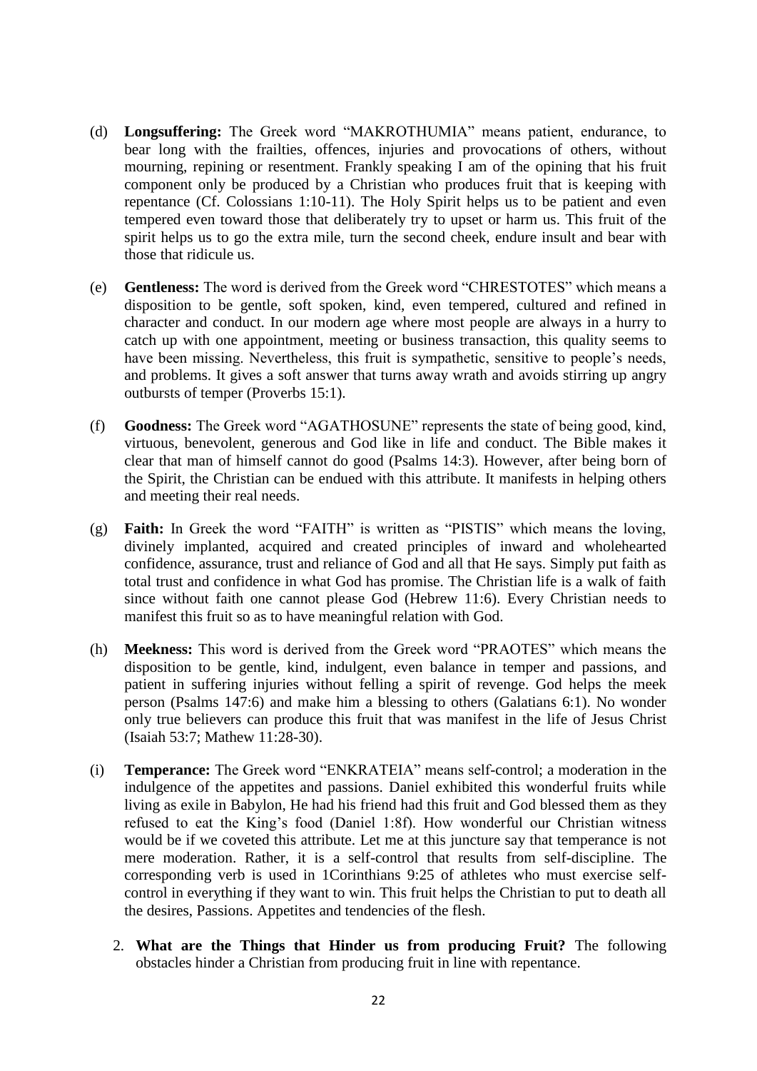(d) **Longsuffering:** The Greek word "MAKROTHUMIA" means patient, endurance, to bear long with the frailties, offences, injuries and provocations of others, without mourning, repining or resentment. Frankly speaking I am of the opining that his fruit component only be produced by a Christian who produces fruit that is keeping with repentance (Cf. Colossians 1:10-11). The Holy Spirit helps us to be patient and even tempered even toward those that deliberately try to upset or harm us. This fruit of the spirit helps us to go the extra mile, turn the second cheek, endure insult and bear with those that ridicule us.

(e) **Gentleness:** The word is derived from the Greek word "CHRESTOTES" which means a disposition to be gentle, soft spoken, kind, even tempered, cultured and refined in character and conduct. In our modern age where most people are always in a hurry to catch up with one appointment, meeting or business transaction, this quality seems to have been missing. Nevertheless, this fruit is sympathetic, sensitive to people's needs, and problems. It gives a soft answer that turns away wrath and avoids stirring up angry outbursts of temper (Proverbs 15:1).

(f) **Goodness:** The Greek word "AGATHOSUNE" represents the state of being good, kind, virtuous, benevolent, generous and God like in life and conduct. The Bible makes it clear that man of himself cannot do good (Psalms 14:3). However, after being born of the Spirit, the Christian can be endued with this attribute. It manifests in helping others and meeting their real needs.

(g) **Faith:** In Greek the word "FAITH" is written as "PISTIS" which means the loving, divinely implanted, acquired and created principles of inward and wholehearted confidence, assurance, trust and reliance of God and all that He says. Simply put faith as total trust and confidence in what God has promise. The Christian life is a walk of faith since without faith one cannot please God (Hebrew 11:6). Every Christian needs to manifest this fruit so as to have meaningful relation with God.

(h) **Meekness:** This word is derived from the Greek word "PRAOTES" which means the disposition to be gentle, kind, indulgent, even balance in temper and passions, and patient in suffering injuries without felling a spirit of revenge. God helps the meek person (Psalms 147:6) and make him a blessing to others (Galatians 6:1). No wonder only true believers can produce this fruit that was manifest in the life of Jesus Christ (Isaiah 53:7; Mathew 11:28-30).

(i) **Temperance:** The Greek word "ENKRATEIA" means self-control; a moderation in the indulgence of the appetites and passions. Daniel exhibited this wonderful fruits while living as exile in Babylon, He had his friend had this fruit and God blessed them as they refused to eat the King's food (Daniel 1:8f). How wonderful our Christian witness would be if we coveted this attribute. Let me at this juncture say that temperance is not mere moderation. Rather, it is a self-control that results from self-discipline. The corresponding verb is used in 1Corinthians 9:25 of athletes who must exercise self-control in everything if they want to win. This fruit helps the Christian to put to death all the desires, Passions. Appetites and tendencies of the flesh.

2. **What are the Things that Hinder us from producing Fruit?** The following obstacles hinder a Christian from producing fruit in line with repentance.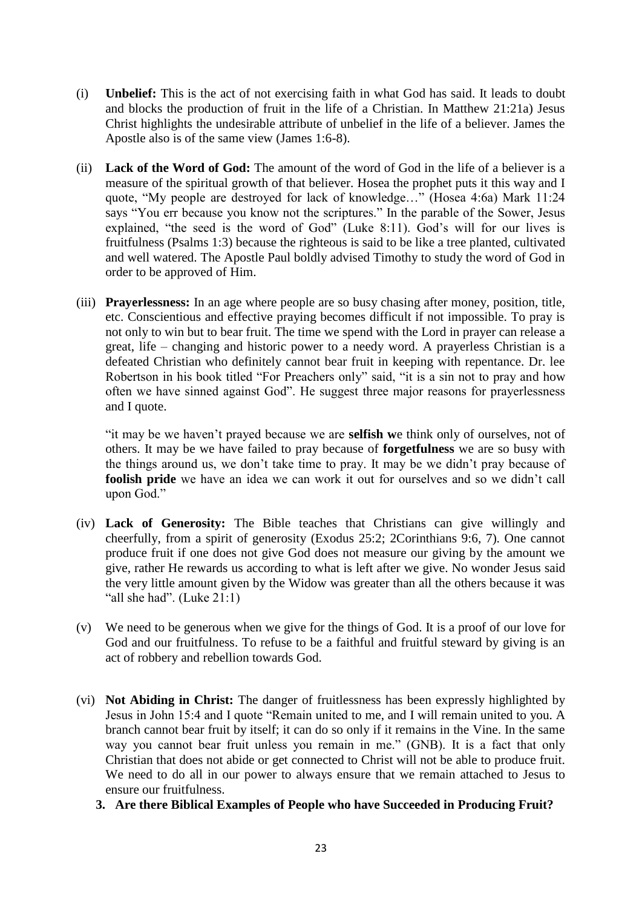(i) **Unbelief:** This is the act of not exercising faith in what God has said. It leads to doubt and blocks the production of fruit in the life of a Christian. In Matthew 21:21a) Jesus Christ highlights the undesirable attribute of unbelief in the life of a believer. James the Apostle also is of the same view (James 1:6-8).

(ii) **Lack of the Word of God:** The amount of the word of God in the life of a believer is a measure of the spiritual growth of that believer. Hosea the prophet puts it this way and I quote, "My people are destroyed for lack of knowledge…" (Hosea 4:6a) Mark 11:24 says "You err because you know not the scriptures." In the parable of the Sower, Jesus explained, "the seed is the word of God" (Luke 8:11). God's will for our lives is fruitfulness (Psalms 1:3) because the righteous is said to be like a tree planted, cultivated and well watered. The Apostle Paul boldly advised Timothy to study the word of God in order to be approved of Him.

(iii) **Prayerlessness:** In an age where people are so busy chasing after money, position, title, etc. Conscientious and effective praying becomes difficult if not impossible. To pray is not only to win but to bear fruit. The time we spend with the Lord in prayer can release a great, life – changing and historic power to a needy word. A prayerless Christian is a defeated Christian who definitely cannot bear fruit in keeping with repentance. Dr. lee Robertson in his book titled "For Preachers only" said, "it is a sin not to pray and how often we have sinned against God". He suggest three major reasons for prayerlessness and I quote.

"it may be we haven't prayed because we are **selfish w**e think only of ourselves, not of others. It may be we have failed to pray because of **forgetfulness** we are so busy with the things around us, we don't take time to pray. It may be we didn't pray because of **foolish pride** we have an idea we can work it out for ourselves and so we didn't call upon God."

(iv) **Lack of Generosity:** The Bible teaches that Christians can give willingly and cheerfully, from a spirit of generosity (Exodus 25:2; 2Corinthians 9:6, 7). One cannot produce fruit if one does not give God does not measure our giving by the amount we give, rather He rewards us according to what is left after we give. No wonder Jesus said the very little amount given by the Widow was greater than all the others because it was "all she had". (Luke 21:1)

(v) We need to be generous when we give for the things of God. It is a proof of our love for God and our fruitfulness. To refuse to be a faithful and fruitful steward by giving is an act of robbery and rebellion towards God.

(vi) **Not Abiding in Christ:** The danger of fruitlessness has been expressly highlighted by Jesus in John 15:4 and I quote "Remain united to me, and I will remain united to you. A branch cannot bear fruit by itself; it can do so only if it remains in the Vine. In the same way you cannot bear fruit unless you remain in me." (GNB). It is a fact that only Christian that does not abide or get connected to Christ will not be able to produce fruit. We need to do all in our power to always ensure that we remain attached to Jesus to ensure our fruitfulness.

**3. Are there Biblical Examples of People who have Succeeded in Producing Fruit?**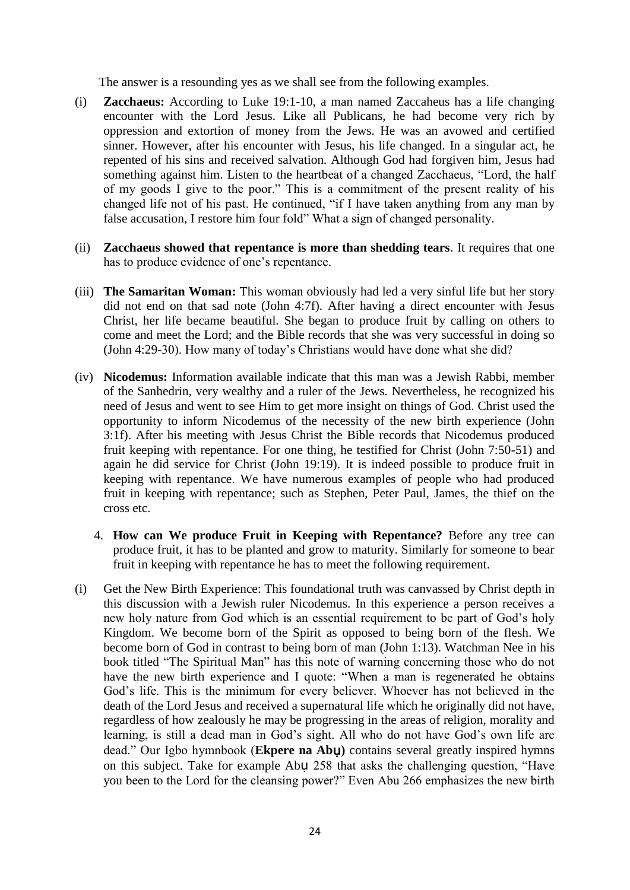The answer is a resounding yes as we shall see from the following examples.

(i) **Zacchaeus:** According to Luke 19:1-10, a man named Zaccaheus has a life changing encounter with the Lord Jesus. Like all Publicans, he had become very rich by oppression and extortion of money from the Jews. He was an avowed and certified sinner. However, after his encounter with Jesus, his life changed. In a singular act, he repented of his sins and received salvation. Although God had forgiven him, Jesus had something against him. Listen to the heartbeat of a changed Zacchaeus, "Lord, the half of my goods I give to the poor." This is a commitment of the present reality of his changed life not of his past. He continued, "if I have taken anything from any man by false accusation, I restore him four fold" What a sign of changed personality.

(ii) **Zacchaeus showed that repentance is more than shedding tears**. It requires that one has to produce evidence of one's repentance.

(iii) **The Samaritan Woman:** This woman obviously had led a very sinful life but her story did not end on that sad note (John 4:7f). After having a direct encounter with Jesus Christ, her life became beautiful. She began to produce fruit by calling on others to come and meet the Lord; and the Bible records that she was very successful in doing so (John 4:29-30). How many of today's Christians would have done what she did?

(iv) **Nicodemus:** Information available indicate that this man was a Jewish Rabbi, member of the Sanhedrin, very wealthy and a ruler of the Jews. Nevertheless, he recognized his need of Jesus and went to see Him to get more insight on things of God. Christ used the opportunity to inform Nicodemus of the necessity of the new birth experience (John 3:1f). After his meeting with Jesus Christ the Bible records that Nicodemus produced fruit keeping with repentance. For one thing, he testified for Christ (John 7:50-51) and again he did service for Christ (John 19:19). It is indeed possible to produce fruit in keeping with repentance. We have numerous examples of people who had produced fruit in keeping with repentance; such as Stephen, Peter Paul, James, the thief on the cross etc.

4. **How can We produce Fruit in Keeping with Repentance?** Before any tree can produce fruit, it has to be planted and grow to maturity. Similarly for someone to bear fruit in keeping with repentance he has to meet the following requirement.

(i) Get the New Birth Experience: This foundational truth was canvassed by Christ depth in this discussion with a Jewish ruler Nicodemus. In this experience a person receives a new holy nature from God which is an essential requirement to be part of God's holy Kingdom. We become born of the Spirit as opposed to being born of the flesh. We become born of God in contrast to being born of man (John 1:13). Watchman Nee in his book titled "The Spiritual Man" has this note of warning concerning those who do not have the new birth experience and I quote: "When a man is regenerated he obtains God's life. This is the minimum for every believer. Whoever has not believed in the death of the Lord Jesus and received a supernatural life which he originally did not have, regardless of how zealously he may be progressing in the areas of religion, morality and learning, is still a dead man in God's sight. All who do not have God's own life are dead." Our Igbo hymnbook (**Ekpere na Abụ**) contains several greatly inspired hymns on this subject. Take for example Abụ 258 that asks the challenging question, "Have you been to the Lord for the cleansing power?" Even Abu 266 emphasizes the new birth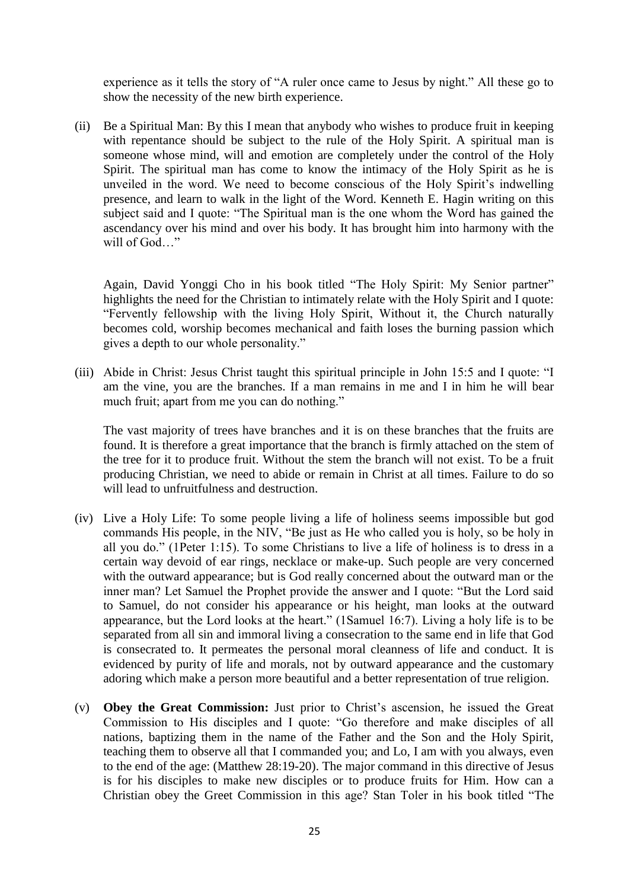experience as it tells the story of "A ruler once came to Jesus by night." All these go to show the necessity of the new birth experience.

(ii) Be a Spiritual Man: By this I mean that anybody who wishes to produce fruit in keeping with repentance should be subject to the rule of the Holy Spirit. A spiritual man is someone whose mind, will and emotion are completely under the control of the Holy Spirit. The spiritual man has come to know the intimacy of the Holy Spirit as he is unveiled in the word. We need to become conscious of the Holy Spirit's indwelling presence, and learn to walk in the light of the Word. Kenneth E. Hagin writing on this subject said and I quote: "The Spiritual man is the one whom the Word has gained the ascendancy over his mind and over his body. It has brought him into harmony with the will of God…"

Again, David Yonggi Cho in his book titled "The Holy Spirit: My Senior partner" highlights the need for the Christian to intimately relate with the Holy Spirit and I quote: "Fervently fellowship with the living Holy Spirit, Without it, the Church naturally becomes cold, worship becomes mechanical and faith loses the burning passion which gives a depth to our whole personality."

(iii) Abide in Christ: Jesus Christ taught this spiritual principle in John 15:5 and I quote: "I am the vine, you are the branches. If a man remains in me and I in him he will bear much fruit; apart from me you can do nothing."

The vast majority of trees have branches and it is on these branches that the fruits are found. It is therefore a great importance that the branch is firmly attached on the stem of the tree for it to produce fruit. Without the stem the branch will not exist. To be a fruit producing Christian, we need to abide or remain in Christ at all times. Failure to do so will lead to unfruitfulness and destruction.

(iv) Live a Holy Life: To some people living a life of holiness seems impossible but god commands His people, in the NIV, "Be just as He who called you is holy, so be holy in all you do." (1Peter 1:15). To some Christians to live a life of holiness is to dress in a certain way devoid of ear rings, necklace or make-up. Such people are very concerned with the outward appearance; but is God really concerned about the outward man or the inner man? Let Samuel the Prophet provide the answer and I quote: "But the Lord said to Samuel, do not consider his appearance or his height, man looks at the outward appearance, but the Lord looks at the heart." (1Samuel 16:7). Living a holy life is to be separated from all sin and immoral living a consecration to the same end in life that God is consecrated to. It permeates the personal moral cleanness of life and conduct. It is evidenced by purity of life and morals, not by outward appearance and the customary adoring which make a person more beautiful and a better representation of true religion.

(v) **Obey the Great Commission:** Just prior to Christ's ascension, he issued the Great Commission to His disciples and I quote: "Go therefore and make disciples of all nations, baptizing them in the name of the Father and the Son and the Holy Spirit, teaching them to observe all that I commanded you; and Lo, I am with you always, even to the end of the age: (Matthew 28:19-20). The major command in this directive of Jesus is for his disciples to make new disciples or to produce fruits for Him. How can a Christian obey the Greet Commission in this age? Stan Toler in his book titled "The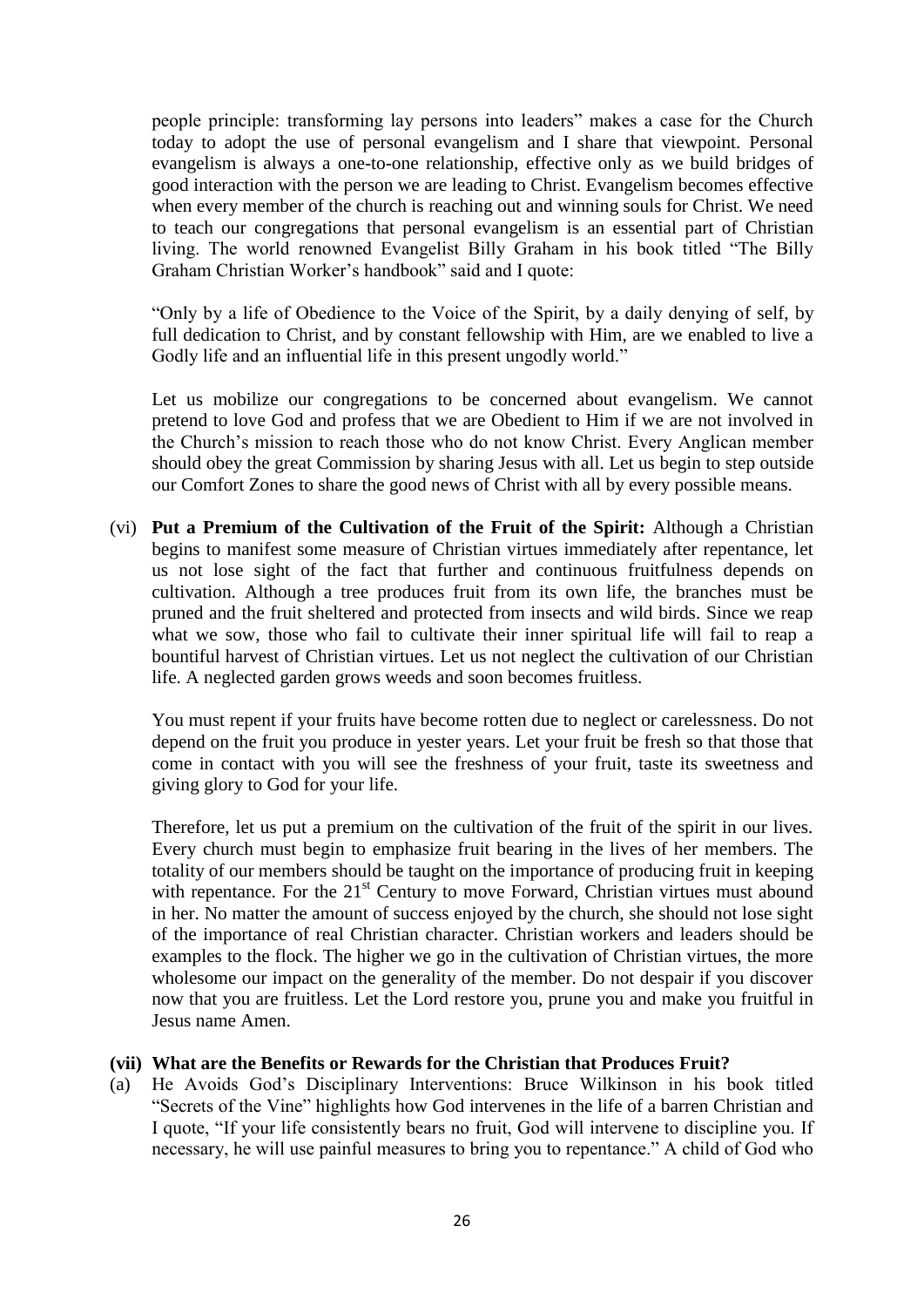people principle: transforming lay persons into leaders" makes a case for the Church today to adopt the use of personal evangelism and I share that viewpoint. Personal evangelism is always a one-to-one relationship, effective only as we build bridges of good interaction with the person we are leading to Christ. Evangelism becomes effective when every member of the church is reaching out and winning souls for Christ. We need to teach our congregations that personal evangelism is an essential part of Christian living. The world renowned Evangelist Billy Graham in his book titled "The Billy Graham Christian Worker's handbook" said and I quote:

"Only by a life of Obedience to the Voice of the Spirit, by a daily denying of self, by full dedication to Christ, and by constant fellowship with Him, are we enabled to live a Godly life and an influential life in this present ungodly world."

Let us mobilize our congregations to be concerned about evangelism. We cannot pretend to love God and profess that we are Obedient to Him if we are not involved in the Church's mission to reach those who do not know Christ. Every Anglican member should obey the great Commission by sharing Jesus with all. Let us begin to step outside our Comfort Zones to share the good news of Christ with all by every possible means.

(vi) **Put a Premium of the Cultivation of the Fruit of the Spirit:** Although a Christian begins to manifest some measure of Christian virtues immediately after repentance, let us not lose sight of the fact that further and continuous fruitfulness depends on cultivation. Although a tree produces fruit from its own life, the branches must be pruned and the fruit sheltered and protected from insects and wild birds. Since we reap what we sow, those who fail to cultivate their inner spiritual life will fail to reap a bountiful harvest of Christian virtues. Let us not neglect the cultivation of our Christian life. A neglected garden grows weeds and soon becomes fruitless.

You must repent if your fruits have become rotten due to neglect or carelessness. Do not depend on the fruit you produce in yester years. Let your fruit be fresh so that those that come in contact with you will see the freshness of your fruit, taste its sweetness and giving glory to God for your life.

Therefore, let us put a premium on the cultivation of the fruit of the spirit in our lives. Every church must begin to emphasize fruit bearing in the lives of her members. The totality of our members should be taught on the importance of producing fruit in keeping with repentance. For the 21st Century to move Forward, Christian virtues must abound in her. No matter the amount of success enjoyed by the church, she should not lose sight of the importance of real Christian character. Christian workers and leaders should be examples to the flock. The higher we go in the cultivation of Christian virtues, the more wholesome our impact on the generality of the member. Do not despair if you discover now that you are fruitless. Let the Lord restore you, prune you and make you fruitful in Jesus name Amen.

**(vii) What are the Benefits or Rewards for the Christian that Produces Fruit?**

(a) He Avoids God's Disciplinary Interventions: Bruce Wilkinson in his book titled "Secrets of the Vine" highlights how God intervenes in the life of a barren Christian and I quote, "If your life consistently bears no fruit, God will intervene to discipline you. If necessary, he will use painful measures to bring you to repentance." A child of God who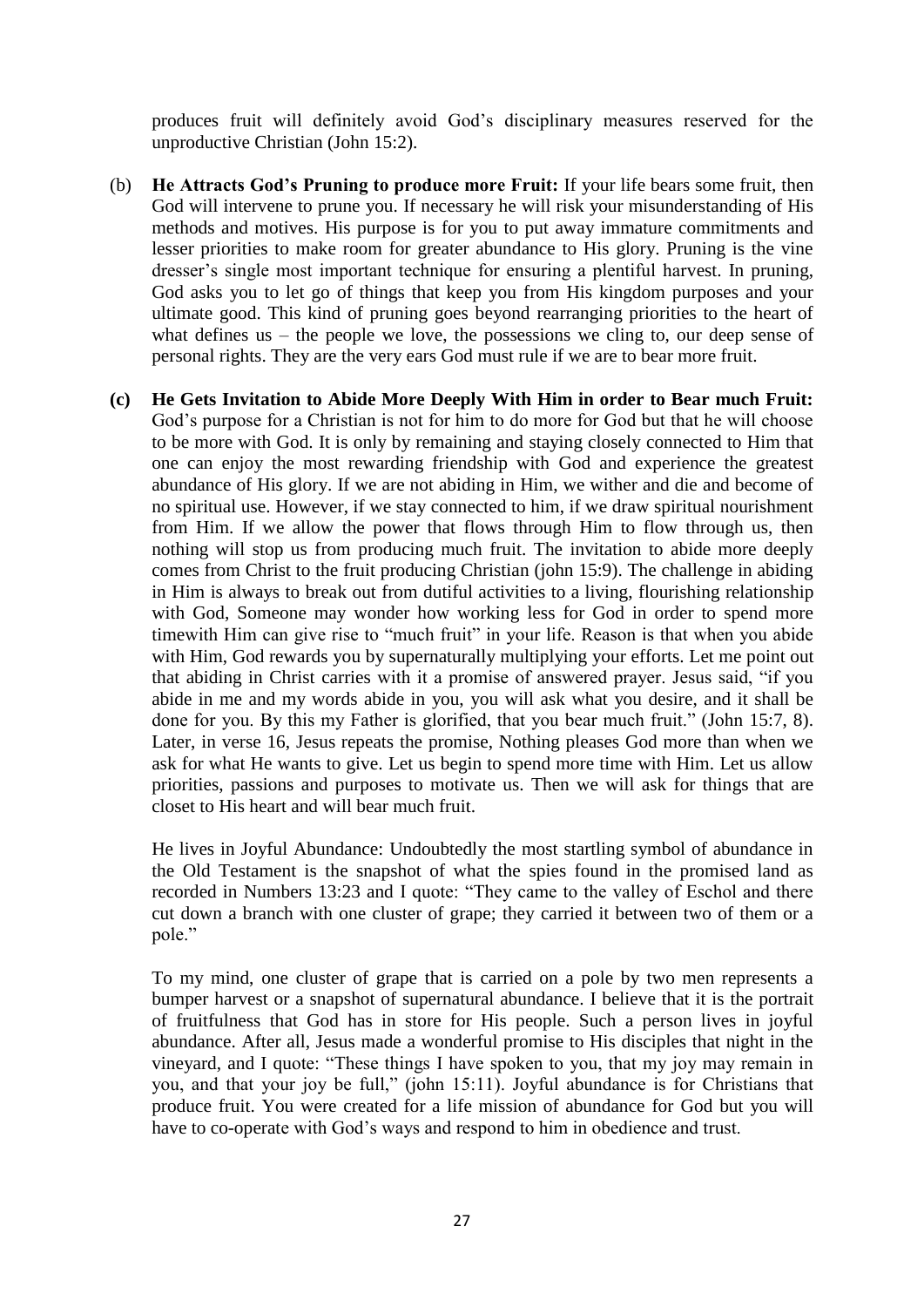produces fruit will definitely avoid God's disciplinary measures reserved for the unproductive Christian (John 15:2).

(b) **He Attracts God's Pruning to produce more Fruit:** If your life bears some fruit, then God will intervene to prune you. If necessary he will risk your misunderstanding of His methods and motives. His purpose is for you to put away immature commitments and lesser priorities to make room for greater abundance to His glory. Pruning is the vine dresser's single most important technique for ensuring a plentiful harvest. In pruning, God asks you to let go of things that keep you from His kingdom purposes and your ultimate good. This kind of pruning goes beyond rearranging priorities to the heart of what defines us – the people we love, the possessions we cling to, our deep sense of personal rights. They are the very ears God must rule if we are to bear more fruit.

**(c) He Gets Invitation to Abide More Deeply With Him in order to Bear much Fruit:** God's purpose for a Christian is not for him to do more for God but that he will choose to be more with God. It is only by remaining and staying closely connected to Him that one can enjoy the most rewarding friendship with God and experience the greatest abundance of His glory. If we are not abiding in Him, we wither and die and become of no spiritual use. However, if we stay connected to him, if we draw spiritual nourishment from Him. If we allow the power that flows through Him to flow through us, then nothing will stop us from producing much fruit. The invitation to abide more deeply comes from Christ to the fruit producing Christian (john 15:9). The challenge in abiding in Him is always to break out from dutiful activities to a living, flourishing relationship with God, Someone may wonder how working less for God in order to spend more timewith Him can give rise to "much fruit" in your life. Reason is that when you abide with Him, God rewards you by supernaturally multiplying your efforts. Let me point out that abiding in Christ carries with it a promise of answered prayer. Jesus said, "if you abide in me and my words abide in you, you will ask what you desire, and it shall be done for you. By this my Father is glorified, that you bear much fruit." (John 15:7, 8). Later, in verse 16, Jesus repeats the promise, Nothing pleases God more than when we ask for what He wants to give. Let us begin to spend more time with Him. Let us allow priorities, passions and purposes to motivate us. Then we will ask for things that are closet to His heart and will bear much fruit.

He lives in Joyful Abundance: Undoubtedly the most startling symbol of abundance in the Old Testament is the snapshot of what the spies found in the promised land as recorded in Numbers 13:23 and I quote: "They came to the valley of Eschol and there cut down a branch with one cluster of grape; they carried it between two of them or a pole."

To my mind, one cluster of grape that is carried on a pole by two men represents a bumper harvest or a snapshot of supernatural abundance. I believe that it is the portrait of fruitfulness that God has in store for His people. Such a person lives in joyful abundance. After all, Jesus made a wonderful promise to His disciples that night in the vineyard, and I quote: "These things I have spoken to you, that my joy may remain in you, and that your joy be full," (john 15:11). Joyful abundance is for Christians that produce fruit. You were created for a life mission of abundance for God but you will have to co-operate with God's ways and respond to him in obedience and trust.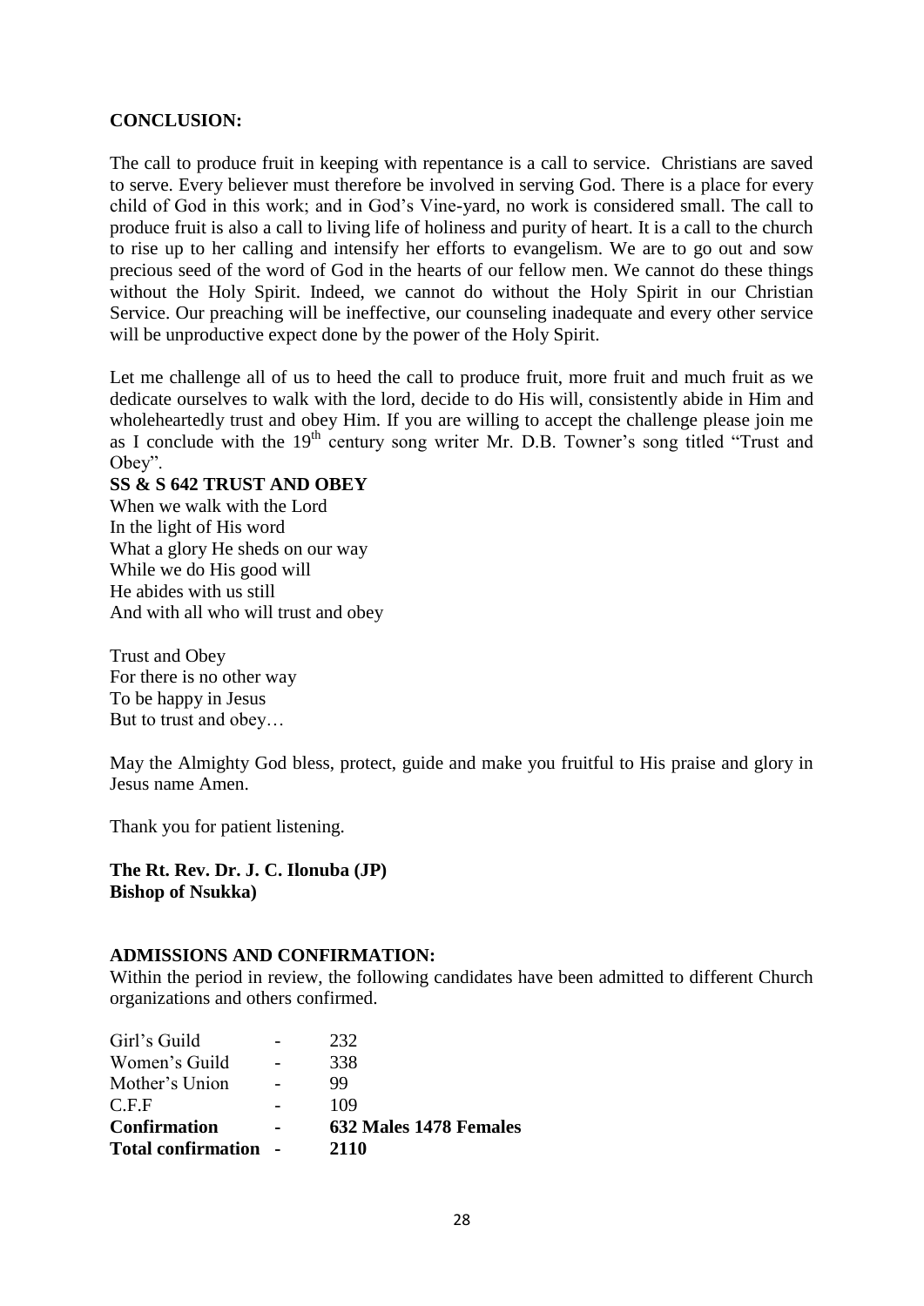**CONCLUSION:**

The call to produce fruit in keeping with repentance is a call to service. Christians are saved to serve. Every believer must therefore be involved in serving God. There is a place for every child of God in this work; and in God's Vine-yard, no work is considered small. The call to produce fruit is also a call to living life of holiness and purity of heart. It is a call to the church to rise up to her calling and intensify her efforts to evangelism. We are to go out and sow precious seed of the word of God in the hearts of our fellow men. We cannot do these things without the Holy Spirit. Indeed, we cannot do without the Holy Spirit in our Christian Service. Our preaching will be ineffective, our counseling inadequate and every other service will be unproductive expect done by the power of the Holy Spirit.

Let me challenge all of us to heed the call to produce fruit, more fruit and much fruit as we dedicate ourselves to walk with the lord, decide to do His will, consistently abide in Him and wholeheartedly trust and obey Him. If you are willing to accept the challenge please join me as I conclude with the 19th century song writer Mr. D.B. Towner's song titled "Trust and Obey".

**SS & S 642 TRUST AND OBEY**

When we walk with the Lord
In the light of His word
What a glory He sheds on our way
While we do His good will
He abides with us still
And with all who will trust and obey

Trust and Obey
For there is no other way
To be happy in Jesus
But to trust and obey…

May the Almighty God bless, protect, guide and make you fruitful to His praise and glory in Jesus name Amen.

Thank you for patient listening.

**The Rt. Rev. Dr. J. C. Ilonuba (JP)**
**Bishop of Nsukka)**

**ADMISSIONS AND CONFIRMATION:**

Within the period in review, the following candidates have been admitted to different Church organizations and others confirmed.

| | | |
|---|---|---|
| Girl's Guild | - | 232 |
| Women's Guild | - | 338 |
| Mother's Union | - | 99 |
| C.F.F | - | 109 |
| **Confirmation** | **-** | **632 Males 1478 Females** |
| **Total confirmation** | **-** | **2110** |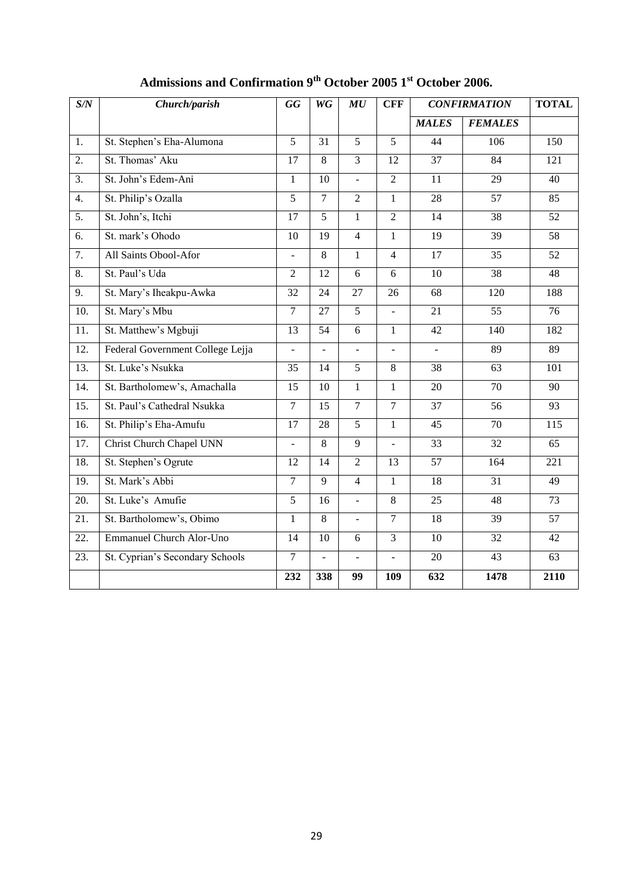# Admissions and Confirmation 9th October 2005 1st October 2006.

| *S/N* | *Church/parish* | *GG* | *WG* | *MU* | **CFF** | *CONFIRMATION* | | **TOTAL** |
|---|---|---|---|---|---|---|---|---|
| | | | | | | ***MALES*** | ***FEMALES*** | |
| 1. | St. Stephen's Eha-Alumona | 5 | 31 | 5 | 5 | 44 | 106 | 150 |
| 2. | St. Thomas' Aku | 17 | 8 | 3 | 12 | 37 | 84 | 121 |
| 3. | St. John's Edem-Ani | 1 | 10 | - | 2 | 11 | 29 | 40 |
| 4. | St. Philip's Ozalla | 5 | 7 | 2 | 1 | 28 | 57 | 85 |
| 5. | St. John's, Itchi | 17 | 5 | 1 | 2 | 14 | 38 | 52 |
| 6. | St. mark's Ohodo | 10 | 19 | 4 | 1 | 19 | 39 | 58 |
| 7. | All Saints Obool-Afor | - | 8 | 1 | 4 | 17 | 35 | 52 |
| 8. | St. Paul's Uda | 2 | 12 | 6 | 6 | 10 | 38 | 48 |
| 9. | St. Mary's Iheakpu-Awka | 32 | 24 | 27 | 26 | 68 | 120 | 188 |
| 10. | St. Mary's Mbu | 7 | 27 | 5 | - | 21 | 55 | 76 |
| 11. | St. Matthew's Mgbuji | 13 | 54 | 6 | 1 | 42 | 140 | 182 |
| 12. | Federal Government College Lejja | - | - | - | - | - | 89 | 89 |
| 13. | St. Luke's Nsukka | 35 | 14 | 5 | 8 | 38 | 63 | 101 |
| 14. | St. Bartholomew's, Amachalla | 15 | 10 | 1 | 1 | 20 | 70 | 90 |
| 15. | St. Paul's Cathedral Nsukka | 7 | 15 | 7 | 7 | 37 | 56 | 93 |
| 16. | St. Philip's Eha-Amufu | 17 | 28 | 5 | 1 | 45 | 70 | 115 |
| 17. | Christ Church Chapel UNN | - | 8 | 9 | - | 33 | 32 | 65 |
| 18. | St. Stephen's Ogrute | 12 | 14 | 2 | 13 | 57 | 164 | 221 |
| 19. | St. Mark's Abbi | 7 | 9 | 4 | 1 | 18 | 31 | 49 |
| 20. | St. Luke's Amufie | 5 | 16 | - | 8 | 25 | 48 | 73 |
| 21. | St. Bartholomew's, Obimo | 1 | 8 | - | 7 | 18 | 39 | 57 |
| 22. | Emmanuel Church Alor-Uno | 14 | 10 | 6 | 3 | 10 | 32 | 42 |
| 23. | St. Cyprian's Secondary Schools | 7 | - | - | - | 20 | 43 | 63 |
| | | **232** | **338** | **99** | **109** | **632** | **1478** | **2110** |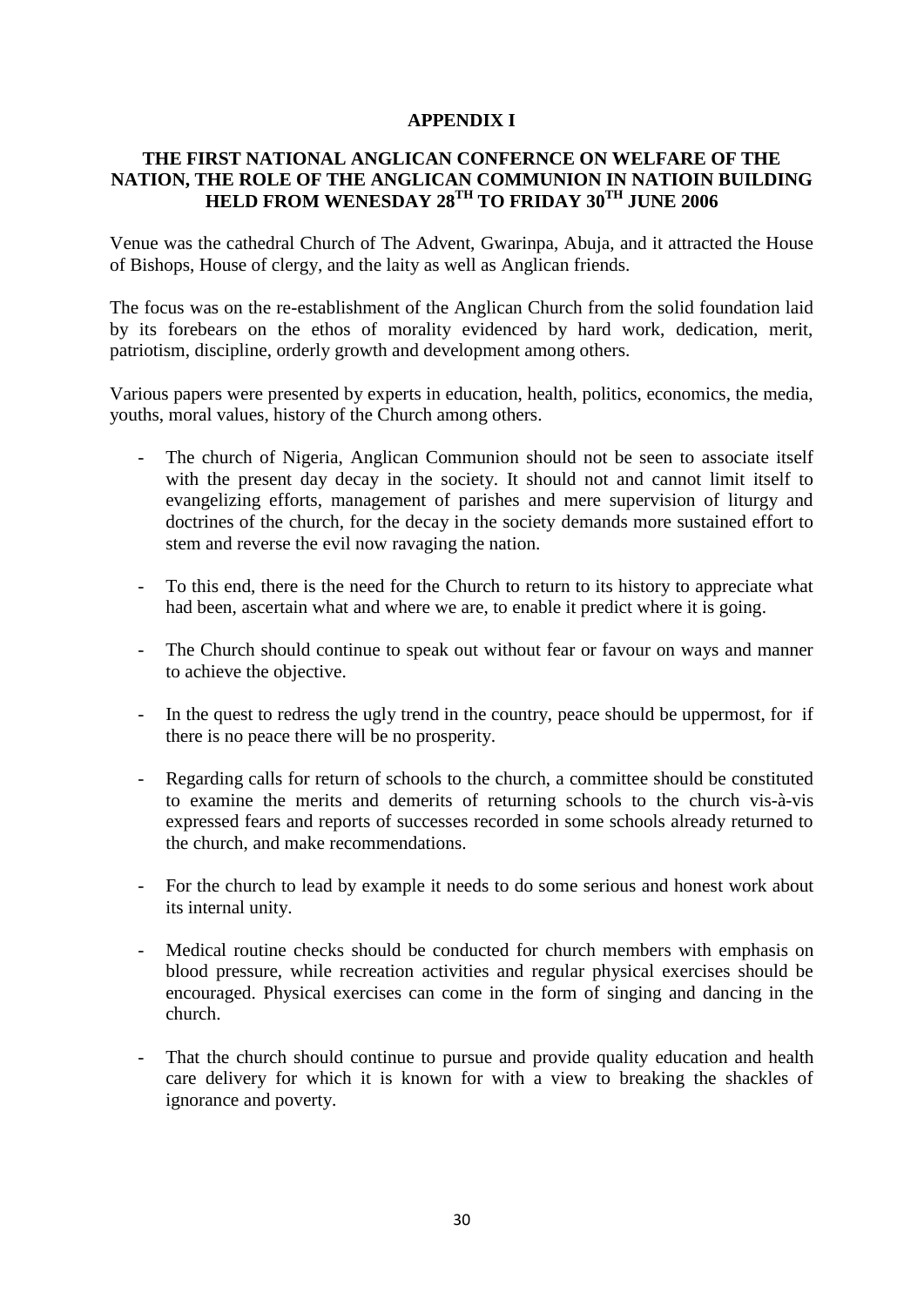## APPENDIX I

## THE FIRST NATIONAL ANGLICAN CONFERNCE ON WELFARE OF THE NATION, THE ROLE OF THE ANGLICAN COMMUNION IN NATIOIN BUILDING HELD FROM WENESDAY 28TH TO FRIDAY 30TH JUNE 2006

Venue was the cathedral Church of The Advent, Gwarinpa, Abuja, and it attracted the House of Bishops, House of clergy, and the laity as well as Anglican friends.

The focus was on the re-establishment of the Anglican Church from the solid foundation laid by its forebears on the ethos of morality evidenced by hard work, dedication, merit, patriotism, discipline, orderly growth and development among others.

Various papers were presented by experts in education, health, politics, economics, the media, youths, moral values, history of the Church among others.

- The church of Nigeria, Anglican Communion should not be seen to associate itself with the present day decay in the society. It should not and cannot limit itself to evangelizing efforts, management of parishes and mere supervision of liturgy and doctrines of the church, for the decay in the society demands more sustained effort to stem and reverse the evil now ravaging the nation.

- To this end, there is the need for the Church to return to its history to appreciate what had been, ascertain what and where we are, to enable it predict where it is going.

- The Church should continue to speak out without fear or favour on ways and manner to achieve the objective.

- In the quest to redress the ugly trend in the country, peace should be uppermost, for if there is no peace there will be no prosperity.

- Regarding calls for return of schools to the church, a committee should be constituted to examine the merits and demerits of returning schools to the church vis-à-vis expressed fears and reports of successes recorded in some schools already returned to the church, and make recommendations.

- For the church to lead by example it needs to do some serious and honest work about its internal unity.

- Medical routine checks should be conducted for church members with emphasis on blood pressure, while recreation activities and regular physical exercises should be encouraged. Physical exercises can come in the form of singing and dancing in the church.

- That the church should continue to pursue and provide quality education and health care delivery for which it is known for with a view to breaking the shackles of ignorance and poverty.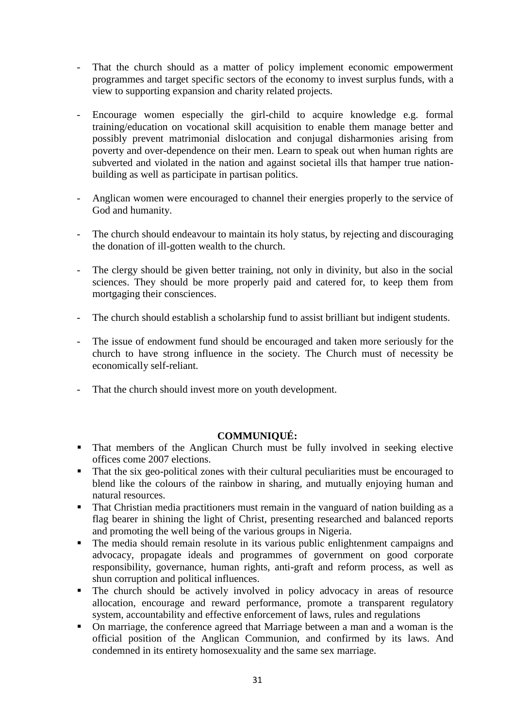- That the church should as a matter of policy implement economic empowerment programmes and target specific sectors of the economy to invest surplus funds, with a view to supporting expansion and charity related projects.

- Encourage women especially the girl-child to acquire knowledge e.g. formal training/education on vocational skill acquisition to enable them manage better and possibly prevent matrimonial dislocation and conjugal disharmonies arising from poverty and over-dependence on their men. Learn to speak out when human rights are subverted and violated in the nation and against societal ills that hamper true nation-building as well as participate in partisan politics.

- Anglican women were encouraged to channel their energies properly to the service of God and humanity.

- The church should endeavour to maintain its holy status, by rejecting and discouraging the donation of ill-gotten wealth to the church.

- The clergy should be given better training, not only in divinity, but also in the social sciences. They should be more properly paid and catered for, to keep them from mortgaging their consciences.

- The church should establish a scholarship fund to assist brilliant but indigent students.

- The issue of endowment fund should be encouraged and taken more seriously for the church to have strong influence in the society. The Church must of necessity be economically self-reliant.

- That the church should invest more on youth development.

**COMMUNIQUÉ:**

- That members of the Anglican Church must be fully involved in seeking elective offices come 2007 elections.
- That the six geo-political zones with their cultural peculiarities must be encouraged to blend like the colours of the rainbow in sharing, and mutually enjoying human and natural resources.
- That Christian media practitioners must remain in the vanguard of nation building as a flag bearer in shining the light of Christ, presenting researched and balanced reports and promoting the well being of the various groups in Nigeria.
- The media should remain resolute in its various public enlightenment campaigns and advocacy, propagate ideals and programmes of government on good corporate responsibility, governance, human rights, anti-graft and reform process, as well as shun corruption and political influences.
- The church should be actively involved in policy advocacy in areas of resource allocation, encourage and reward performance, promote a transparent regulatory system, accountability and effective enforcement of laws, rules and regulations
- On marriage, the conference agreed that Marriage between a man and a woman is the official position of the Anglican Communion, and confirmed by its laws. And condemned in its entirety homosexuality and the same sex marriage.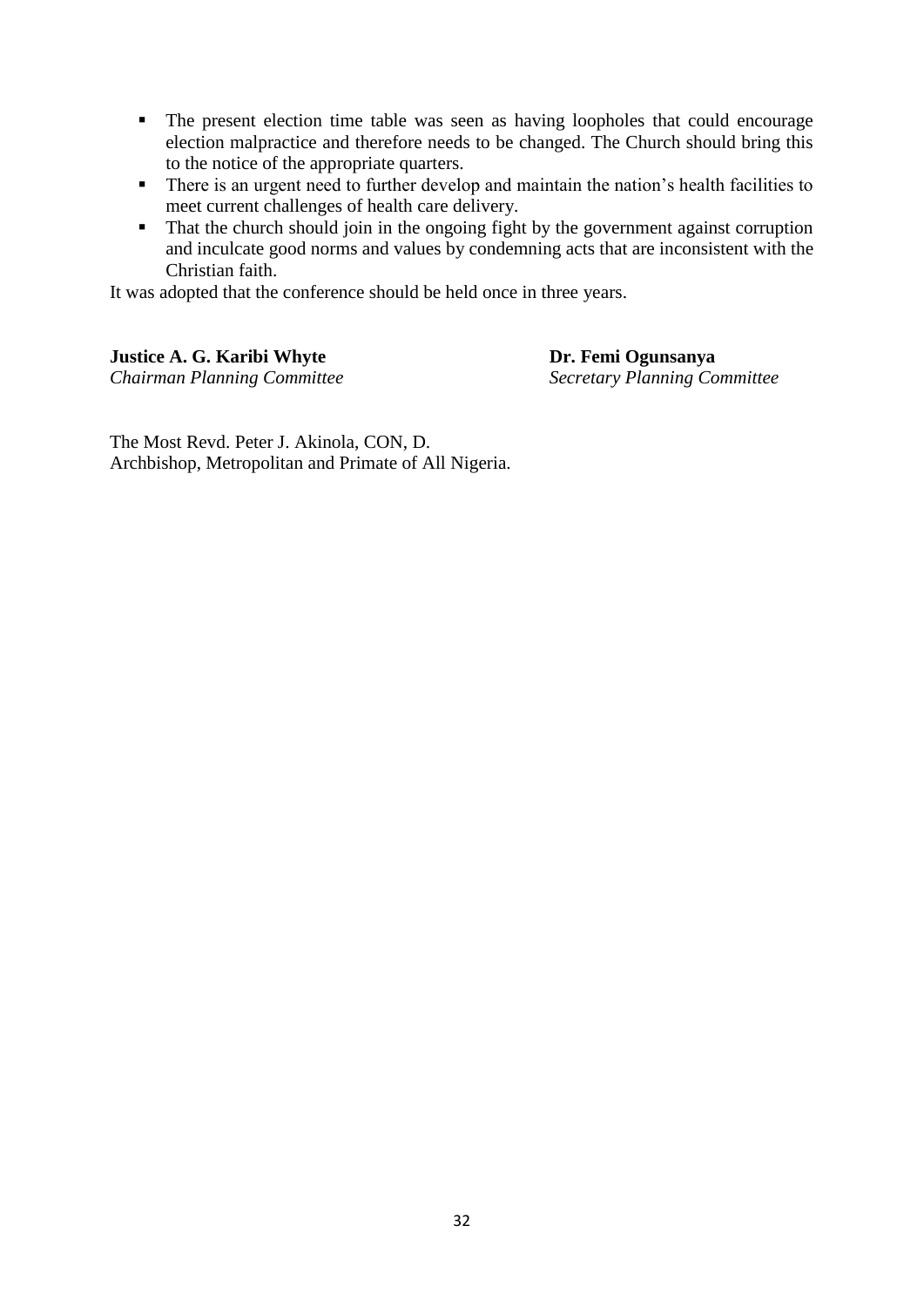- The present election time table was seen as having loopholes that could encourage election malpractice and therefore needs to be changed. The Church should bring this to the notice of the appropriate quarters.
- There is an urgent need to further develop and maintain the nation's health facilities to meet current challenges of health care delivery.
- That the church should join in the ongoing fight by the government against corruption and inculcate good norms and values by condemning acts that are inconsistent with the Christian faith.

It was adopted that the conference should be held once in three years.

**Justice A. G. Karibi Whyte**
*Chairman Planning Committee*

**Dr. Femi Ogunsanya**
*Secretary Planning Committee*

The Most Revd. Peter J. Akinola, CON, D.
Archbishop, Metropolitan and Primate of All Nigeria.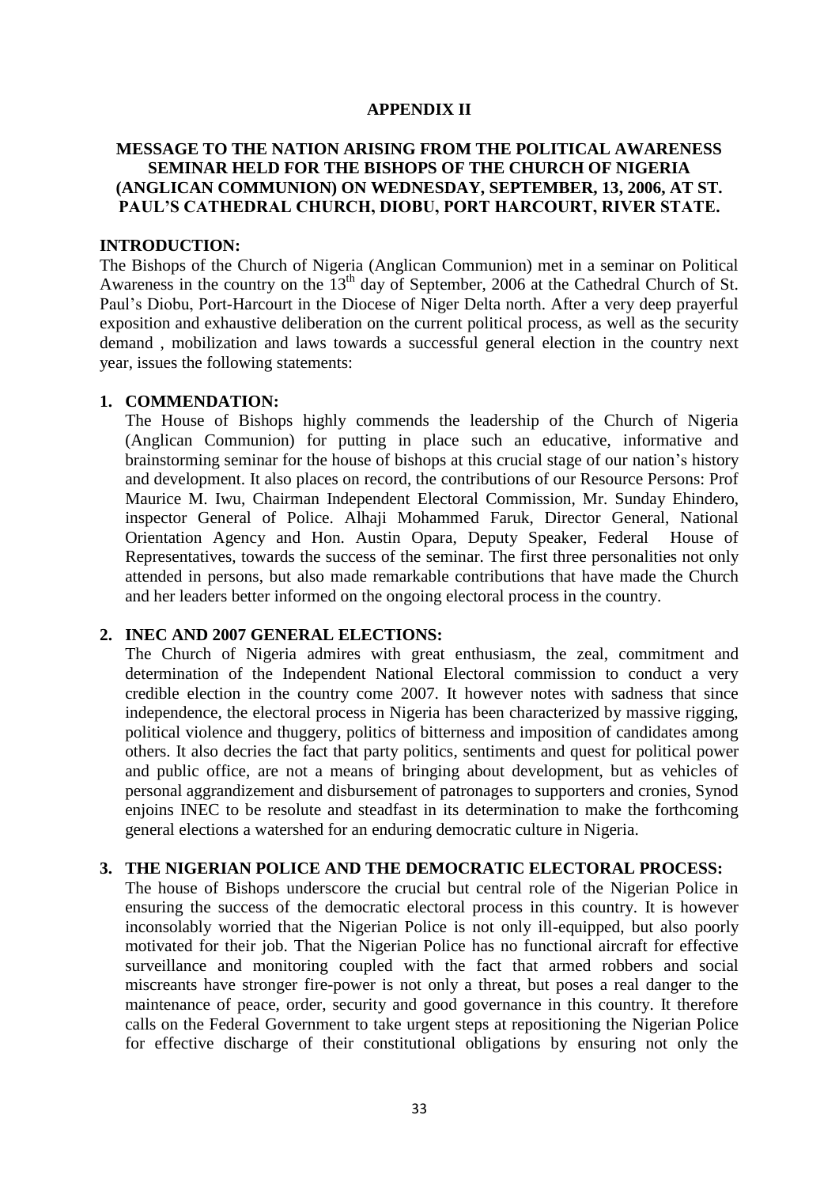**APPENDIX II**

**MESSAGE TO THE NATION ARISING FROM THE POLITICAL AWARENESS SEMINAR HELD FOR THE BISHOPS OF THE CHURCH OF NIGERIA (ANGLICAN COMMUNION) ON WEDNESDAY, SEPTEMBER, 13, 2006, AT ST. PAUL'S CATHEDRAL CHURCH, DIOBU, PORT HARCOURT, RIVER STATE.**

**INTRODUCTION:**

The Bishops of the Church of Nigeria (Anglican Communion) met in a seminar on Political Awareness in the country on the 13th day of September, 2006 at the Cathedral Church of St. Paul's Diobu, Port-Harcourt in the Diocese of Niger Delta north. After a very deep prayerful exposition and exhaustive deliberation on the current political process, as well as the security demand , mobilization and laws towards a successful general election in the country next year, issues the following statements:

1. **COMMENDATION:**
   The House of Bishops highly commends the leadership of the Church of Nigeria (Anglican Communion) for putting in place such an educative, informative and brainstorming seminar for the house of bishops at this crucial stage of our nation's history and development. It also places on record, the contributions of our Resource Persons: Prof Maurice M. Iwu, Chairman Independent Electoral Commission, Mr. Sunday Ehindero, inspector General of Police. Alhaji Mohammed Faruk, Director General, National Orientation Agency and Hon. Austin Opara, Deputy Speaker, Federal House of Representatives, towards the success of the seminar. The first three personalities not only attended in persons, but also made remarkable contributions that have made the Church and her leaders better informed on the ongoing electoral process in the country.

2. **INEC AND 2007 GENERAL ELECTIONS:**
   The Church of Nigeria admires with great enthusiasm, the zeal, commitment and determination of the Independent National Electoral commission to conduct a very credible election in the country come 2007. It however notes with sadness that since independence, the electoral process in Nigeria has been characterized by massive rigging, political violence and thuggery, politics of bitterness and imposition of candidates among others. It also decries the fact that party politics, sentiments and quest for political power and public office, are not a means of bringing about development, but as vehicles of personal aggrandizement and disbursement of patronages to supporters and cronies, Synod enjoins INEC to be resolute and steadfast in its determination to make the forthcoming general elections a watershed for an enduring democratic culture in Nigeria.

3. **THE NIGERIAN POLICE AND THE DEMOCRATIC ELECTORAL PROCESS:**
   The house of Bishops underscore the crucial but central role of the Nigerian Police in ensuring the success of the democratic electoral process in this country. It is however inconsolably worried that the Nigerian Police is not only ill-equipped, but also poorly motivated for their job. That the Nigerian Police has no functional aircraft for effective surveillance and monitoring coupled with the fact that armed robbers and social miscreants have stronger fire-power is not only a threat, but poses a real danger to the maintenance of peace, order, security and good governance in this country. It therefore calls on the Federal Government to take urgent steps at repositioning the Nigerian Police for effective discharge of their constitutional obligations by ensuring not only the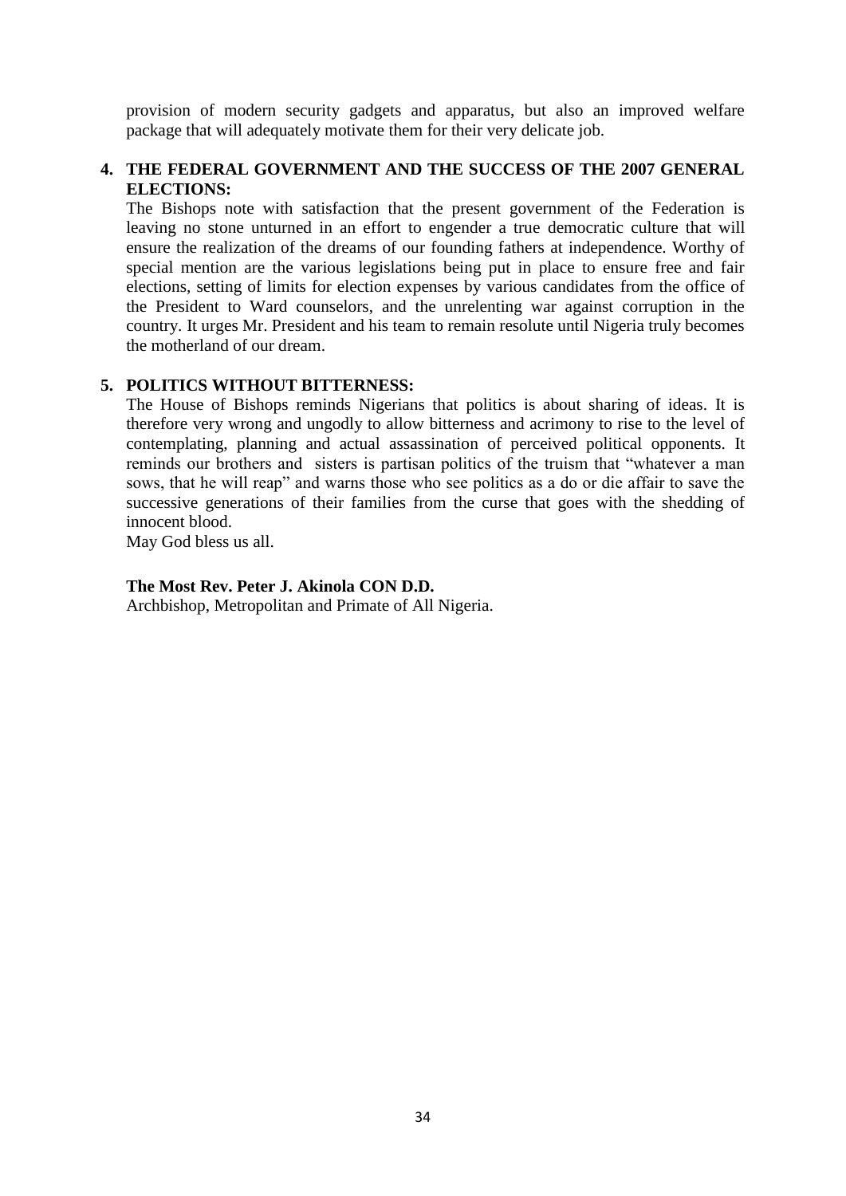provision of modern security gadgets and apparatus, but also an improved welfare package that will adequately motivate them for their very delicate job.

4. **THE FEDERAL GOVERNMENT AND THE SUCCESS OF THE 2007 GENERAL ELECTIONS:**
   The Bishops note with satisfaction that the present government of the Federation is leaving no stone unturned in an effort to engender a true democratic culture that will ensure the realization of the dreams of our founding fathers at independence. Worthy of special mention are the various legislations being put in place to ensure free and fair elections, setting of limits for election expenses by various candidates from the office of the President to Ward counselors, and the unrelenting war against corruption in the country. It urges Mr. President and his team to remain resolute until Nigeria truly becomes the motherland of our dream.

5. **POLITICS WITHOUT BITTERNESS:**
   The House of Bishops reminds Nigerians that politics is about sharing of ideas. It is therefore very wrong and ungodly to allow bitterness and acrimony to rise to the level of contemplating, planning and actual assassination of perceived political opponents. It reminds our brothers and sisters is partisan politics of the truism that "whatever a man sows, that he will reap" and warns those who see politics as a do or die affair to save the successive generations of their families from the curse that goes with the shedding of innocent blood.
   May God bless us all.

**The Most Rev. Peter J. Akinola CON D.D.**
Archbishop, Metropolitan and Primate of All Nigeria.